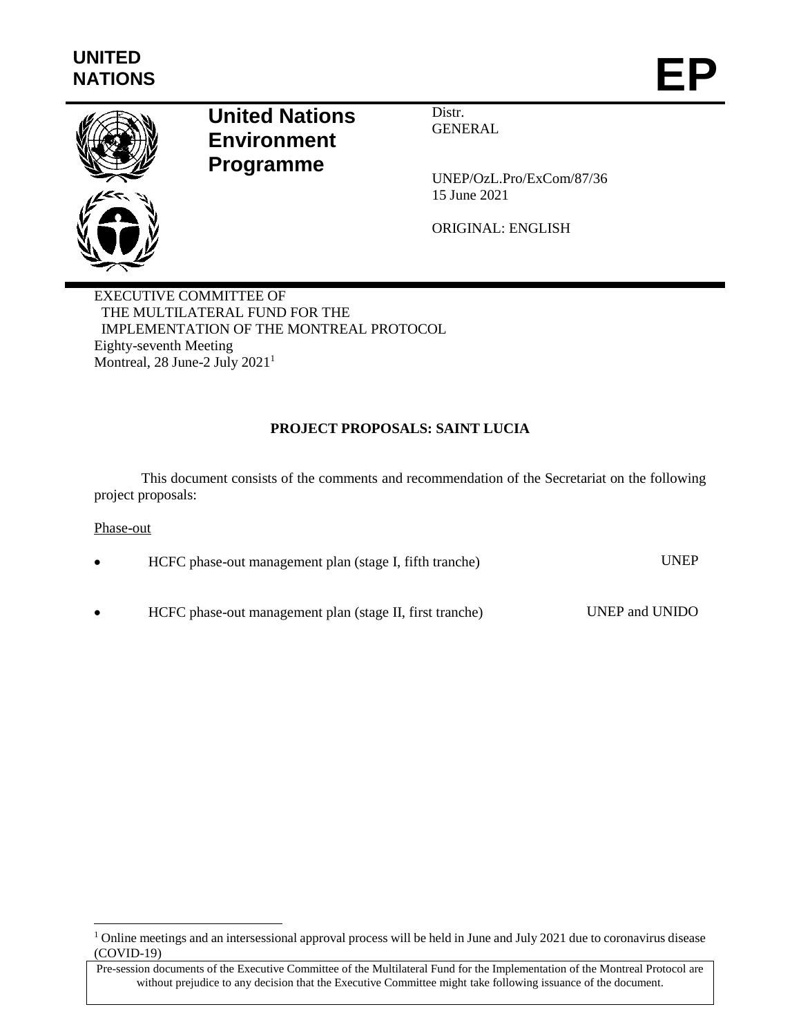UNITED NATIONS

# EP

**United Nations Environment Programme**

Distr.
GENERAL

UNEP/OzL.Pro/ExCom/87/36
15 June 2021

ORIGINAL: ENGLISH

EXECUTIVE COMMITTEE OF
THE MULTILATERAL FUND FOR THE
IMPLEMENTATION OF THE MONTREAL PROTOCOL
Eighty-seventh Meeting
Montreal, 28 June-2 July 2021[1]

## PROJECT PROPOSALS: SAINT LUCIA

This document consists of the comments and recommendation of the Secretariat on the following project proposals:

Phase-out

- HCFC phase-out management plan (stage I, fifth tranche) UNEP
- HCFC phase-out management plan (stage II, first tranche) UNEP and UNIDO

[1] Online meetings and an intersessional approval process will be held in June and July 2021 due to coronavirus disease (COVID-19)

Pre-session documents of the Executive Committee of the Multilateral Fund for the Implementation of the Montreal Protocol are without prejudice to any decision that the Executive Committee might take following issuance of the document.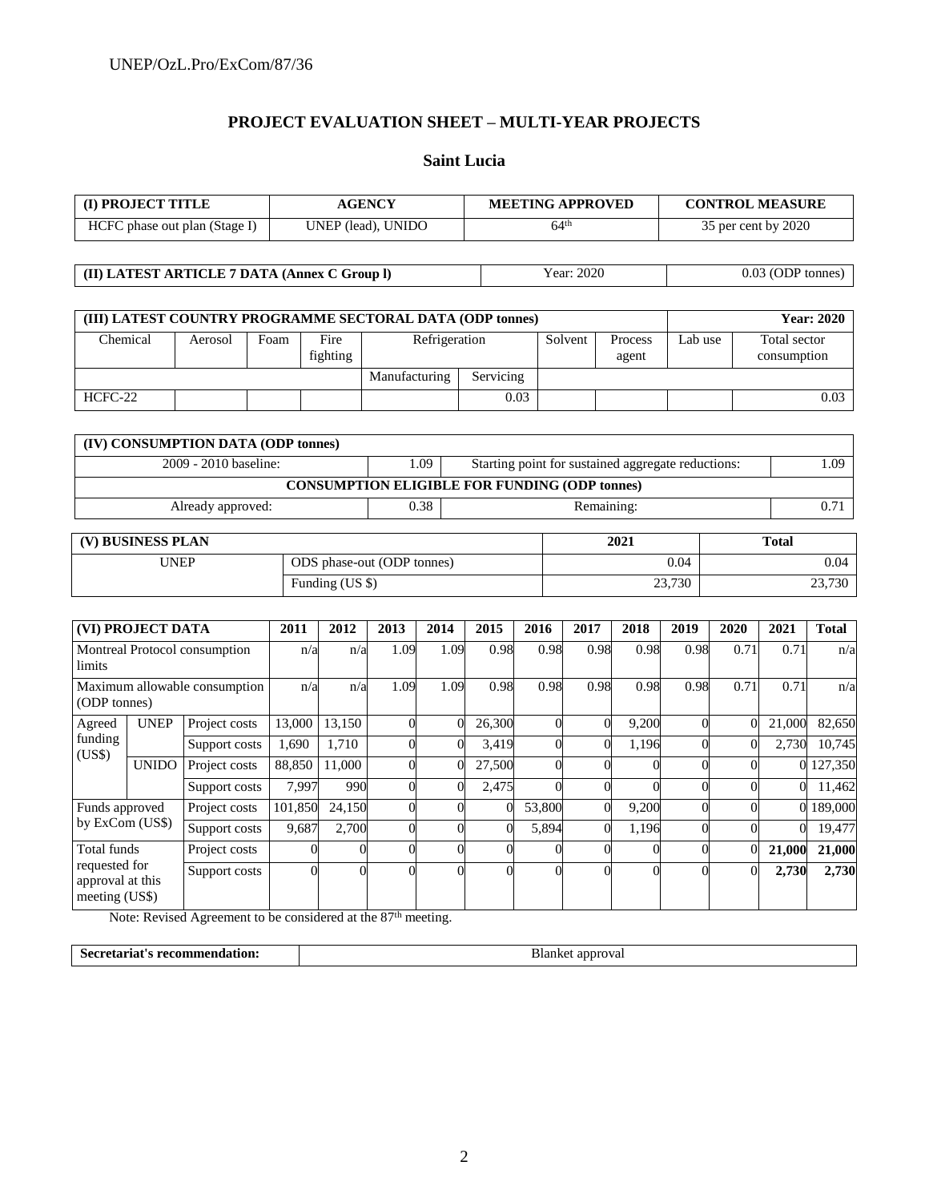# PROJECT EVALUATION SHEET – MULTI-YEAR PROJECTS

## Saint Lucia

| (I) PROJECT TITLE | AGENCY | MEETING APPROVED | CONTROL MEASURE |
|---|---|---|---|
| HCFC phase out plan (Stage I) | UNEP (lead), UNIDO | 64th | 35 per cent by 2020 |

| (II) LATEST ARTICLE 7 DATA (Annex C Group l) | Year: 2020 | 0.03 (ODP tonnes) |
|---|---|---|

| (III) LATEST COUNTRY PROGRAMME SECTORAL DATA (ODP tonnes) | | | | | | | | | Year: 2020 |
|---|---|---|---|---|---|---|---|---|---|
| Chemical | Aerosol | Foam | Fire fighting | Refrigeration | | Solvent | Process agent | Lab use | Total sector consumption |
| | | | | Manufacturing | Servicing | | | | |
| HCFC-22 | | | | | 0.03 | | | | 0.03 |

| (IV) CONSUMPTION DATA (ODP tonnes) | | | |
|---|---|---|---|
| 2009 - 2010 baseline: | 1.09 | Starting point for sustained aggregate reductions: | 1.09 |
| CONSUMPTION ELIGIBLE FOR FUNDING (ODP tonnes) | | | |
| Already approved: | 0.38 | Remaining: | 0.71 |

| (V) BUSINESS PLAN | | 2021 | Total |
|---|---|---|---|
| UNEP | ODS phase-out (ODP tonnes) | 0.04 | 0.04 |
| | Funding (US $) | 23,730 | 23,730 |

| (VI) PROJECT DATA | | | 2011 | 2012 | 2013 | 2014 | 2015 | 2016 | 2017 | 2018 | 2019 | 2020 | 2021 | Total |
|---|---|---|---|---|---|---|---|---|---|---|---|---|---|---|
| Montreal Protocol consumption limits | | | n/a | n/a | 1.09 | 1.09 | 0.98 | 0.98 | 0.98 | 0.98 | 0.98 | 0.71 | 0.71 | n/a |
| Maximum allowable consumption (ODP tonnes) | | | n/a | n/a | 1.09 | 1.09 | 0.98 | 0.98 | 0.98 | 0.98 | 0.98 | 0.71 | 0.71 | n/a |
| Agreed funding (US$) | UNEP | Project costs | 13,000 | 13,150 | 0 | 0 | 26,300 | 0 | 0 | 9,200 | 0 | 0 | 21,000 | 82,650 |
| | | Support costs | 1,690 | 1,710 | 0 | 0 | 3,419 | 0 | 0 | 1,196 | 0 | 0 | 2,730 | 10,745 |
| | UNIDO | Project costs | 88,850 | 11,000 | 0 | 0 | 27,500 | 0 | 0 | 0 | 0 | 0 | 0 | 127,350 |
| | | Support costs | 7,997 | 990 | 0 | 0 | 2,475 | 0 | 0 | 0 | 0 | 0 | 0 | 11,462 |
| Funds approved by ExCom (US$) | | Project costs | 101,850 | 24,150 | 0 | 0 | 0 | 53,800 | 0 | 9,200 | 0 | 0 | 0 | 189,000 |
| | | Support costs | 9,687 | 2,700 | 0 | 0 | 0 | 5,894 | 0 | 1,196 | 0 | 0 | 0 | 19,477 |
| Total funds requested for approval at this meeting (US$) | | Project costs | 0 | 0 | 0 | 0 | 0 | 0 | 0 | 0 | 0 | 0 | **21,000** | **21,000** |
| | | Support costs | 0 | 0 | 0 | 0 | 0 | 0 | 0 | 0 | 0 | 0 | **2,730** | **2,730** |

Note: Revised Agreement to be considered at the 87th meeting.

| Secretariat's recommendation: | Blanket approval |
|---|---|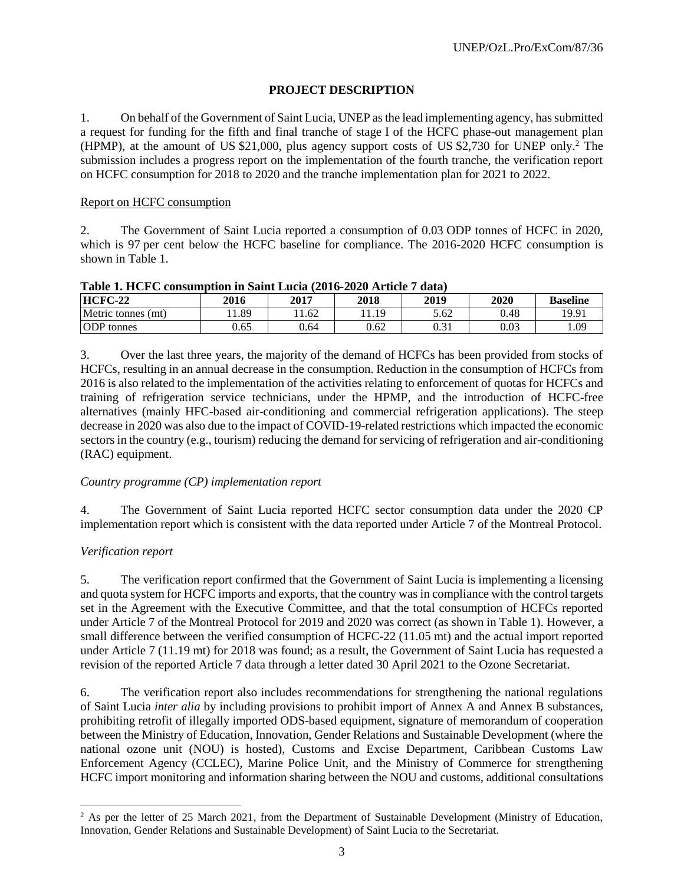## PROJECT DESCRIPTION

1. On behalf of the Government of Saint Lucia, UNEP as the lead implementing agency, has submitted a request for funding for the fifth and final tranche of stage I of the HCFC phase-out management plan (HPMP), at the amount of US $21,000, plus agency support costs of US $2,730 for UNEP only.[2] The submission includes a progress report on the implementation of the fourth tranche, the verification report on HCFC consumption for 2018 to 2020 and the tranche implementation plan for 2021 to 2022.

Report on HCFC consumption

2. The Government of Saint Lucia reported a consumption of 0.03 ODP tonnes of HCFC in 2020, which is 97 per cent below the HCFC baseline for compliance. The 2016-2020 HCFC consumption is shown in Table 1.

**Table 1. HCFC consumption in Saint Lucia (2016-2020 Article 7 data)**

| HCFC-22 | 2016 | 2017 | 2018 | 2019 | 2020 | Baseline |
|---|---|---|---|---|---|---|
| Metric tonnes (mt) | 11.89 | 11.62 | 11.19 | 5.62 | 0.48 | 19.91 |
| ODP tonnes | 0.65 | 0.64 | 0.62 | 0.31 | 0.03 | 1.09 |

3. Over the last three years, the majority of the demand of HCFCs has been provided from stocks of HCFCs, resulting in an annual decrease in the consumption. Reduction in the consumption of HCFCs from 2016 is also related to the implementation of the activities relating to enforcement of quotas for HCFCs and training of refrigeration service technicians, under the HPMP, and the introduction of HCFC-free alternatives (mainly HFC-based air-conditioning and commercial refrigeration applications). The steep decrease in 2020 was also due to the impact of COVID-19-related restrictions which impacted the economic sectors in the country (e.g., tourism) reducing the demand for servicing of refrigeration and air-conditioning (RAC) equipment.

*Country programme (CP) implementation report*

4. The Government of Saint Lucia reported HCFC sector consumption data under the 2020 CP implementation report which is consistent with the data reported under Article 7 of the Montreal Protocol.

*Verification report*

5. The verification report confirmed that the Government of Saint Lucia is implementing a licensing and quota system for HCFC imports and exports, that the country was in compliance with the control targets set in the Agreement with the Executive Committee, and that the total consumption of HCFCs reported under Article 7 of the Montreal Protocol for 2019 and 2020 was correct (as shown in Table 1). However, a small difference between the verified consumption of HCFC-22 (11.05 mt) and the actual import reported under Article 7 (11.19 mt) for 2018 was found; as a result, the Government of Saint Lucia has requested a revision of the reported Article 7 data through a letter dated 30 April 2021 to the Ozone Secretariat.

6. The verification report also includes recommendations for strengthening the national regulations of Saint Lucia *inter alia* by including provisions to prohibit import of Annex A and Annex B substances, prohibiting retrofit of illegally imported ODS-based equipment, signature of memorandum of cooperation between the Ministry of Education, Innovation, Gender Relations and Sustainable Development (where the national ozone unit (NOU) is hosted), Customs and Excise Department, Caribbean Customs Law Enforcement Agency (CCLEC), Marine Police Unit, and the Ministry of Commerce for strengthening HCFC import monitoring and information sharing between the NOU and customs, additional consultations

[2] As per the letter of 25 March 2021, from the Department of Sustainable Development (Ministry of Education, Innovation, Gender Relations and Sustainable Development) of Saint Lucia to the Secretariat.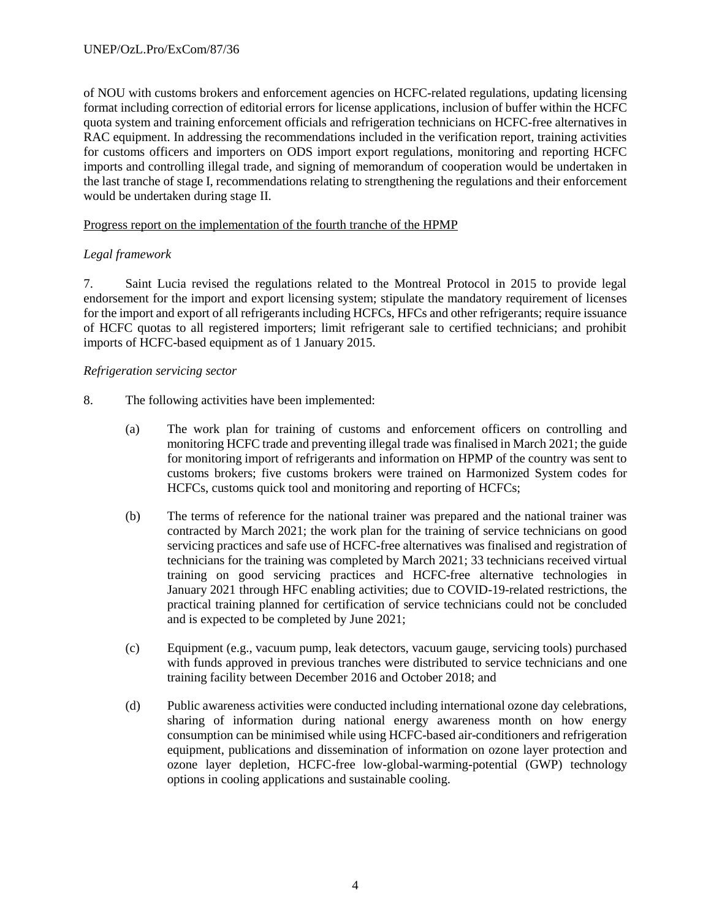of NOU with customs brokers and enforcement agencies on HCFC-related regulations, updating licensing format including correction of editorial errors for license applications, inclusion of buffer within the HCFC quota system and training enforcement officials and refrigeration technicians on HCFC-free alternatives in RAC equipment. In addressing the recommendations included in the verification report, training activities for customs officers and importers on ODS import export regulations, monitoring and reporting HCFC imports and controlling illegal trade, and signing of memorandum of cooperation would be undertaken in the last tranche of stage I, recommendations relating to strengthening the regulations and their enforcement would be undertaken during stage II.

Progress report on the implementation of the fourth tranche of the HPMP

*Legal framework*

7. Saint Lucia revised the regulations related to the Montreal Protocol in 2015 to provide legal endorsement for the import and export licensing system; stipulate the mandatory requirement of licenses for the import and export of all refrigerants including HCFCs, HFCs and other refrigerants; require issuance of HCFC quotas to all registered importers; limit refrigerant sale to certified technicians; and prohibit imports of HCFC-based equipment as of 1 January 2015.

*Refrigeration servicing sector*

8. The following activities have been implemented:

(a) The work plan for training of customs and enforcement officers on controlling and monitoring HCFC trade and preventing illegal trade was finalised in March 2021; the guide for monitoring import of refrigerants and information on HPMP of the country was sent to customs brokers; five customs brokers were trained on Harmonized System codes for HCFCs, customs quick tool and monitoring and reporting of HCFCs;

(b) The terms of reference for the national trainer was prepared and the national trainer was contracted by March 2021; the work plan for the training of service technicians on good servicing practices and safe use of HCFC-free alternatives was finalised and registration of technicians for the training was completed by March 2021; 33 technicians received virtual training on good servicing practices and HCFC-free alternative technologies in January 2021 through HFC enabling activities; due to COVID-19-related restrictions, the practical training planned for certification of service technicians could not be concluded and is expected to be completed by June 2021;

(c) Equipment (e.g., vacuum pump, leak detectors, vacuum gauge, servicing tools) purchased with funds approved in previous tranches were distributed to service technicians and one training facility between December 2016 and October 2018; and

(d) Public awareness activities were conducted including international ozone day celebrations, sharing of information during national energy awareness month on how energy consumption can be minimised while using HCFC-based air-conditioners and refrigeration equipment, publications and dissemination of information on ozone layer protection and ozone layer depletion, HCFC-free low-global-warming-potential (GWP) technology options in cooling applications and sustainable cooling.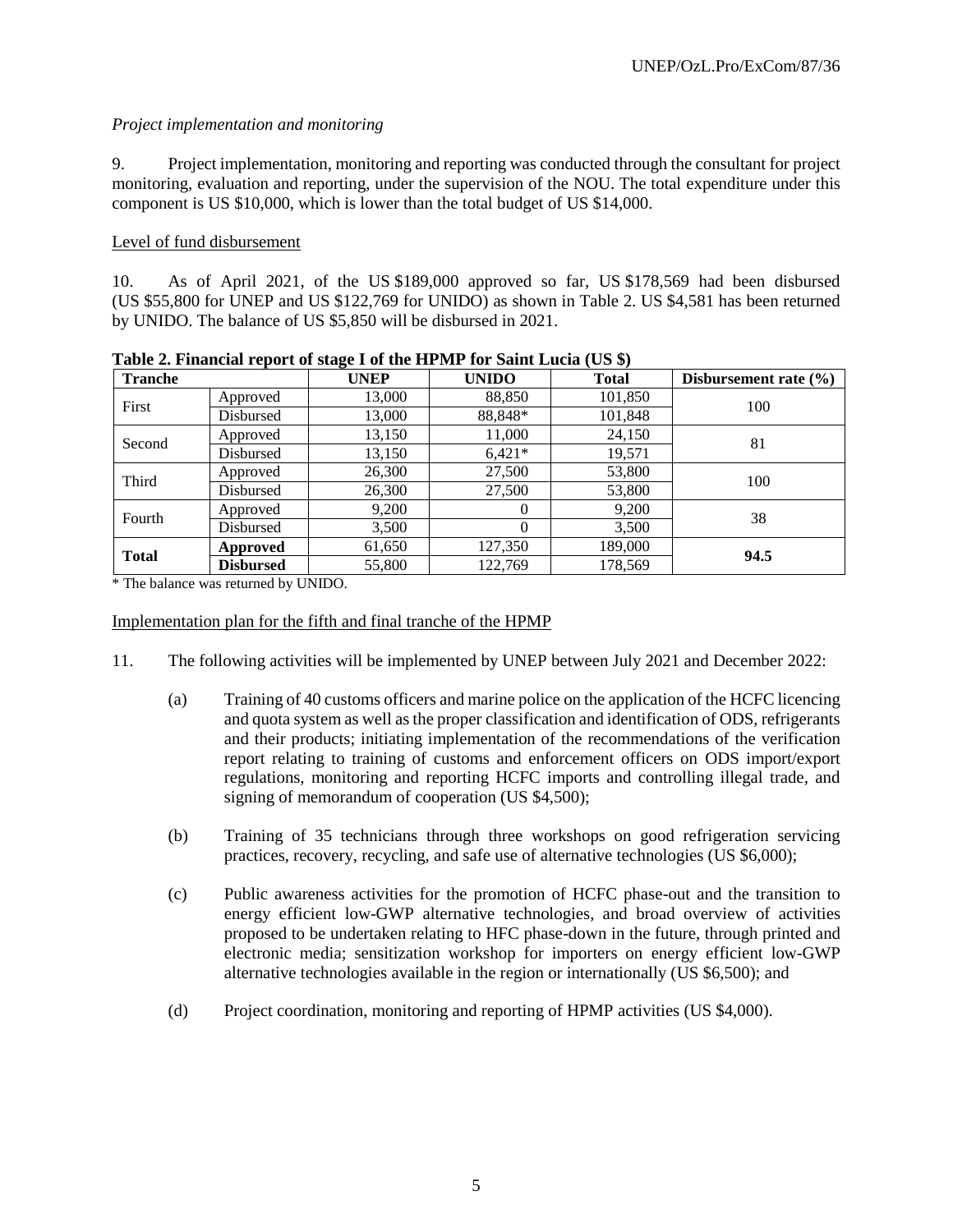*Project implementation and monitoring*

9. Project implementation, monitoring and reporting was conducted through the consultant for project monitoring, evaluation and reporting, under the supervision of the NOU. The total expenditure under this component is US $10,000, which is lower than the total budget of US $14,000.

Level of fund disbursement

10. As of April 2021, of the US $189,000 approved so far, US $178,569 had been disbursed (US $55,800 for UNEP and US $122,769 for UNIDO) as shown in Table 2. US $4,581 has been returned by UNIDO. The balance of US $5,850 will be disbursed in 2021.

**Table 2. Financial report of stage I of the HPMP for Saint Lucia (US $)**

| Tranche | | UNEP | UNIDO | Total | Disbursement rate (%) |
|---|---|---|---|---|---|
| First | Approved | 13,000 | 88,850 | 101,850 | 100 |
| | Disbursed | 13,000 | 88,848* | 101,848 | |
| Second | Approved | 13,150 | 11,000 | 24,150 | 81 |
| | Disbursed | 13,150 | 6,421* | 19,571 | |
| Third | Approved | 26,300 | 27,500 | 53,800 | 100 |
| | Disbursed | 26,300 | 27,500 | 53,800 | |
| Fourth | Approved | 9,200 | 0 | 9,200 | 38 |
| | Disbursed | 3,500 | 0 | 3,500 | |
| **Total** | **Approved** | 61,650 | 127,350 | 189,000 | **94.5** |
| | **Disbursed** | 55,800 | 122,769 | 178,569 | |

\* The balance was returned by UNIDO.

Implementation plan for the fifth and final tranche of the HPMP

11. The following activities will be implemented by UNEP between July 2021 and December 2022:

(a) Training of 40 customs officers and marine police on the application of the HCFC licencing and quota system as well as the proper classification and identification of ODS, refrigerants and their products; initiating implementation of the recommendations of the verification report relating to training of customs and enforcement officers on ODS import/export regulations, monitoring and reporting HCFC imports and controlling illegal trade, and signing of memorandum of cooperation (US $4,500);

(b) Training of 35 technicians through three workshops on good refrigeration servicing practices, recovery, recycling, and safe use of alternative technologies (US $6,000);

(c) Public awareness activities for the promotion of HCFC phase-out and the transition to energy efficient low-GWP alternative technologies, and broad overview of activities proposed to be undertaken relating to HFC phase-down in the future, through printed and electronic media; sensitization workshop for importers on energy efficient low-GWP alternative technologies available in the region or internationally (US $6,500); and

(d) Project coordination, monitoring and reporting of HPMP activities (US $4,000).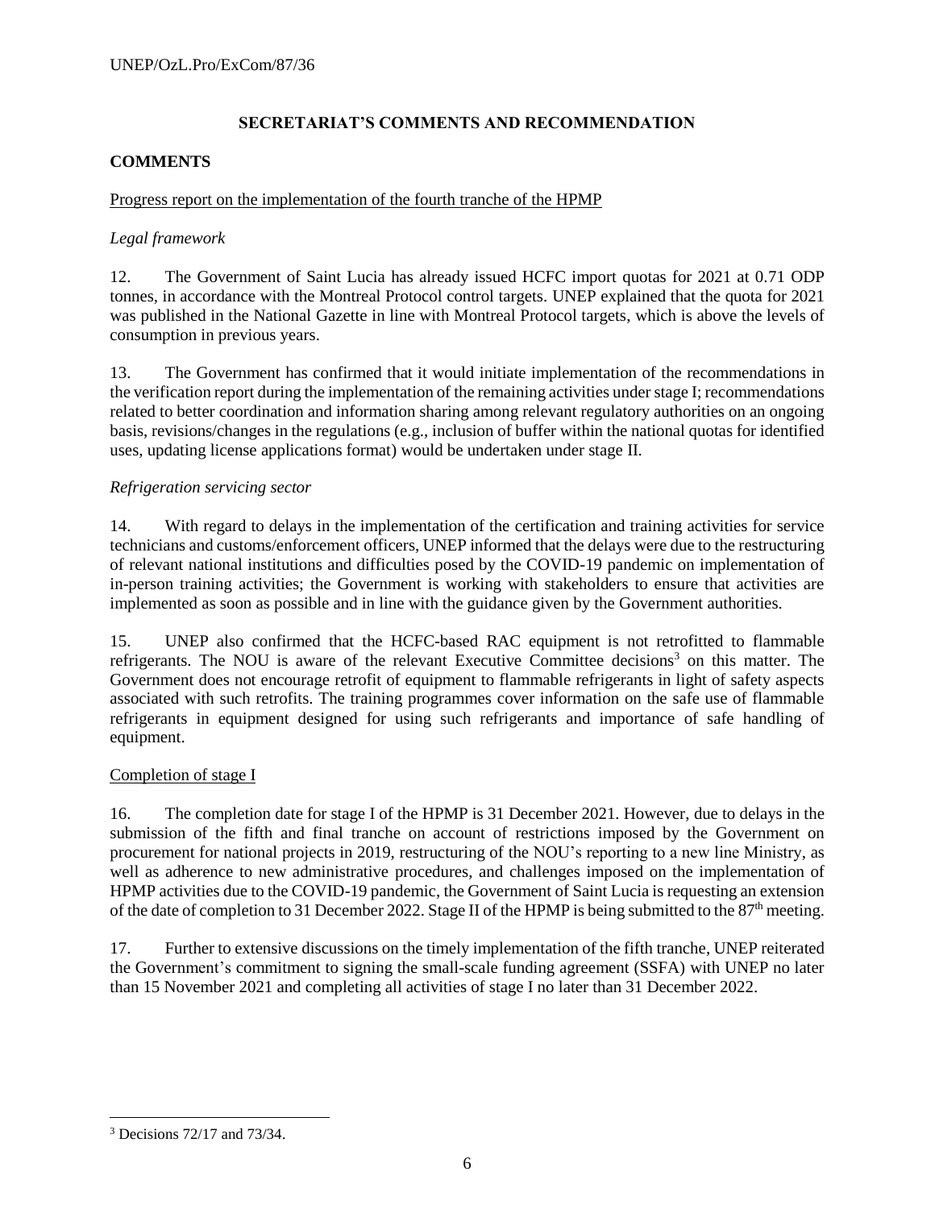## SECRETARIAT'S COMMENTS AND RECOMMENDATION

### COMMENTS

Progress report on the implementation of the fourth tranche of the HPMP

*Legal framework*

12. The Government of Saint Lucia has already issued HCFC import quotas for 2021 at 0.71 ODP tonnes, in accordance with the Montreal Protocol control targets. UNEP explained that the quota for 2021 was published in the National Gazette in line with Montreal Protocol targets, which is above the levels of consumption in previous years.

13. The Government has confirmed that it would initiate implementation of the recommendations in the verification report during the implementation of the remaining activities under stage I; recommendations related to better coordination and information sharing among relevant regulatory authorities on an ongoing basis, revisions/changes in the regulations (e.g., inclusion of buffer within the national quotas for identified uses, updating license applications format) would be undertaken under stage II.

*Refrigeration servicing sector*

14. With regard to delays in the implementation of the certification and training activities for service technicians and customs/enforcement officers, UNEP informed that the delays were due to the restructuring of relevant national institutions and difficulties posed by the COVID-19 pandemic on implementation of in-person training activities; the Government is working with stakeholders to ensure that activities are implemented as soon as possible and in line with the guidance given by the Government authorities.

15. UNEP also confirmed that the HCFC-based RAC equipment is not retrofitted to flammable refrigerants. The NOU is aware of the relevant Executive Committee decisions[3] on this matter. The Government does not encourage retrofit of equipment to flammable refrigerants in light of safety aspects associated with such retrofits. The training programmes cover information on the safe use of flammable refrigerants in equipment designed for using such refrigerants and importance of safe handling of equipment.

Completion of stage I

16. The completion date for stage I of the HPMP is 31 December 2021. However, due to delays in the submission of the fifth and final tranche on account of restrictions imposed by the Government on procurement for national projects in 2019, restructuring of the NOU's reporting to a new line Ministry, as well as adherence to new administrative procedures, and challenges imposed on the implementation of HPMP activities due to the COVID-19 pandemic, the Government of Saint Lucia is requesting an extension of the date of completion to 31 December 2022. Stage II of the HPMP is being submitted to the 87th meeting.

17. Further to extensive discussions on the timely implementation of the fifth tranche, UNEP reiterated the Government's commitment to signing the small-scale funding agreement (SSFA) with UNEP no later than 15 November 2021 and completing all activities of stage I no later than 31 December 2022.

---

[3] Decisions 72/17 and 73/34.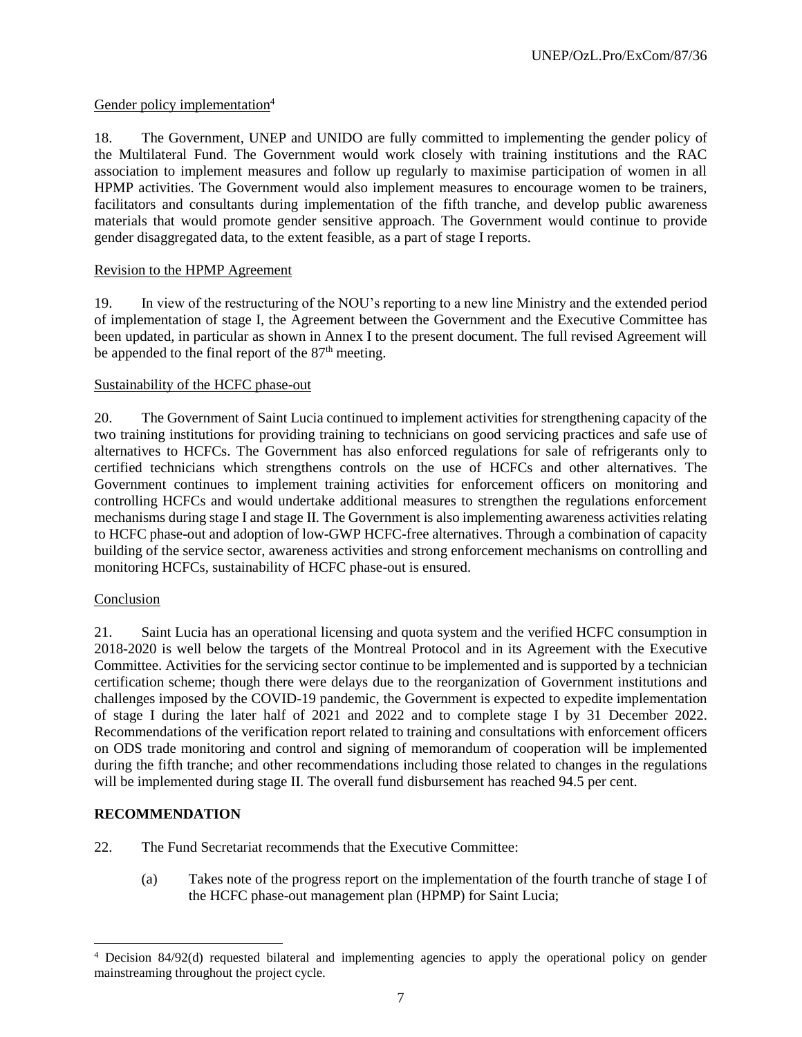Gender policy implementation[4]

18. The Government, UNEP and UNIDO are fully committed to implementing the gender policy of the Multilateral Fund. The Government would work closely with training institutions and the RAC association to implement measures and follow up regularly to maximise participation of women in all HPMP activities. The Government would also implement measures to encourage women to be trainers, facilitators and consultants during implementation of the fifth tranche, and develop public awareness materials that would promote gender sensitive approach. The Government would continue to provide gender disaggregated data, to the extent feasible, as a part of stage I reports.

Revision to the HPMP Agreement

19. In view of the restructuring of the NOU's reporting to a new line Ministry and the extended period of implementation of stage I, the Agreement between the Government and the Executive Committee has been updated, in particular as shown in Annex I to the present document. The full revised Agreement will be appended to the final report of the 87th meeting.

Sustainability of the HCFC phase-out

20. The Government of Saint Lucia continued to implement activities for strengthening capacity of the two training institutions for providing training to technicians on good servicing practices and safe use of alternatives to HCFCs. The Government has also enforced regulations for sale of refrigerants only to certified technicians which strengthens controls on the use of HCFCs and other alternatives. The Government continues to implement training activities for enforcement officers on monitoring and controlling HCFCs and would undertake additional measures to strengthen the regulations enforcement mechanisms during stage I and stage II. The Government is also implementing awareness activities relating to HCFC phase-out and adoption of low-GWP HCFC-free alternatives. Through a combination of capacity building of the service sector, awareness activities and strong enforcement mechanisms on controlling and monitoring HCFCs, sustainability of HCFC phase-out is ensured.

Conclusion

21. Saint Lucia has an operational licensing and quota system and the verified HCFC consumption in 2018-2020 is well below the targets of the Montreal Protocol and in its Agreement with the Executive Committee. Activities for the servicing sector continue to be implemented and is supported by a technician certification scheme; though there were delays due to the reorganization of Government institutions and challenges imposed by the COVID-19 pandemic, the Government is expected to expedite implementation of stage I during the later half of 2021 and 2022 and to complete stage I by 31 December 2022. Recommendations of the verification report related to training and consultations with enforcement officers on ODS trade monitoring and control and signing of memorandum of cooperation will be implemented during the fifth tranche; and other recommendations including those related to changes in the regulations will be implemented during stage II. The overall fund disbursement has reached 94.5 per cent.

## RECOMMENDATION

22. The Fund Secretariat recommends that the Executive Committee:

(a) Takes note of the progress report on the implementation of the fourth tranche of stage I of the HCFC phase-out management plan (HPMP) for Saint Lucia;

[4] Decision 84/92(d) requested bilateral and implementing agencies to apply the operational policy on gender mainstreaming throughout the project cycle.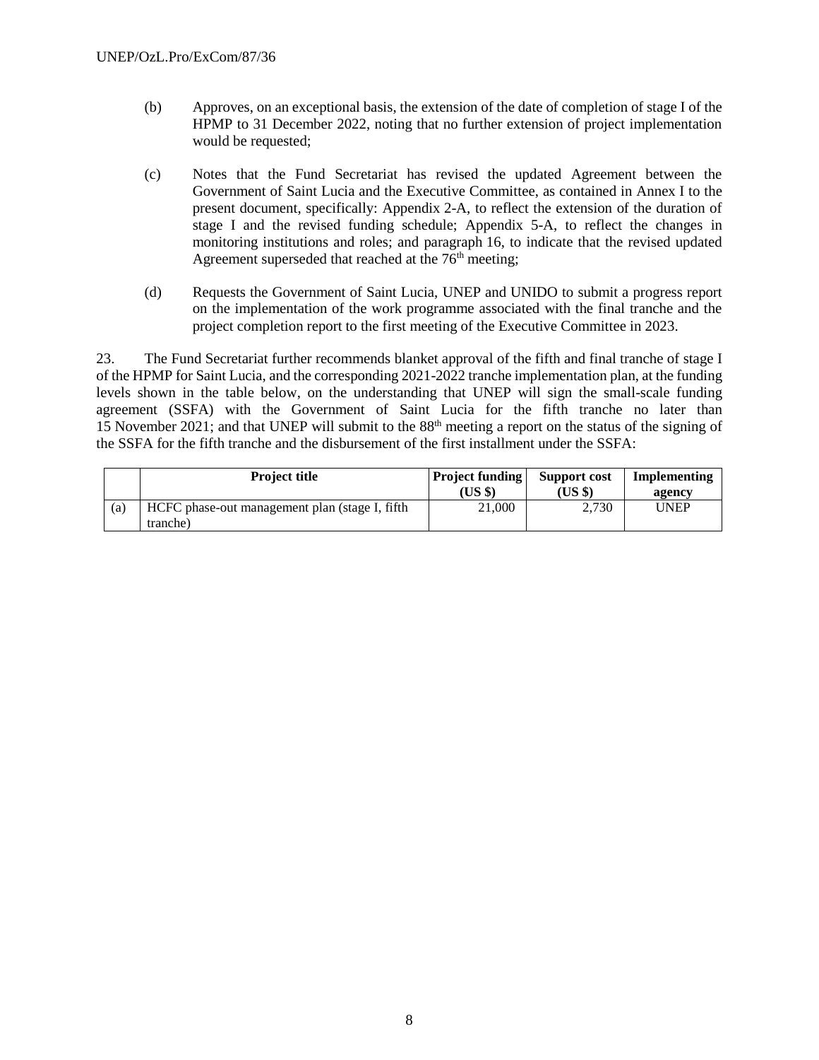(b) Approves, on an exceptional basis, the extension of the date of completion of stage I of the HPMP to 31 December 2022, noting that no further extension of project implementation would be requested;

(c) Notes that the Fund Secretariat has revised the updated Agreement between the Government of Saint Lucia and the Executive Committee, as contained in Annex I to the present document, specifically: Appendix 2-A, to reflect the extension of the duration of stage I and the revised funding schedule; Appendix 5-A, to reflect the changes in monitoring institutions and roles; and paragraph 16, to indicate that the revised updated Agreement superseded that reached at the 76th meeting;

(d) Requests the Government of Saint Lucia, UNEP and UNIDO to submit a progress report on the implementation of the work programme associated with the final tranche and the project completion report to the first meeting of the Executive Committee in 2023.

23. The Fund Secretariat further recommends blanket approval of the fifth and final tranche of stage I of the HPMP for Saint Lucia, and the corresponding 2021-2022 tranche implementation plan, at the funding levels shown in the table below, on the understanding that UNEP will sign the small-scale funding agreement (SSFA) with the Government of Saint Lucia for the fifth tranche no later than 15 November 2021; and that UNEP will submit to the 88th meeting a report on the status of the signing of the SSFA for the fifth tranche and the disbursement of the first installment under the SSFA:

| | Project title | Project funding (US $) | Support cost (US $) | Implementing agency |
|---|---|---|---|---|
| (a) | HCFC phase-out management plan (stage I, fifth tranche) | 21,000 | 2,730 | UNEP |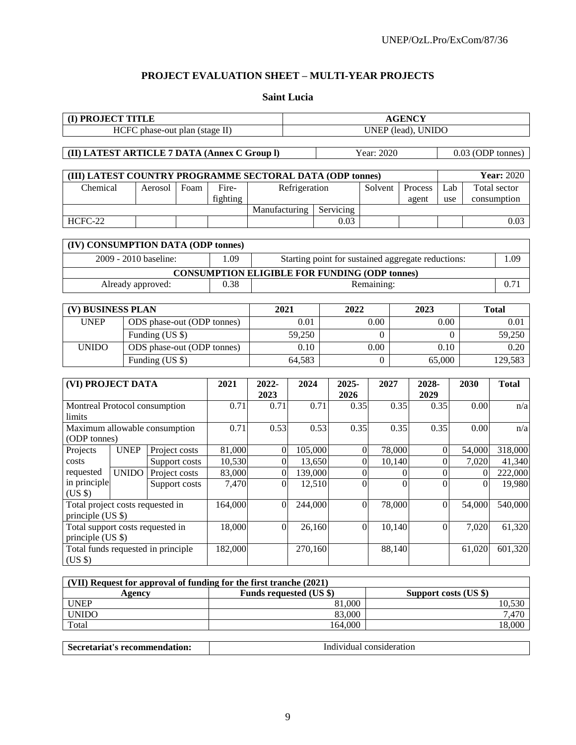## PROJECT EVALUATION SHEET – MULTI-YEAR PROJECTS

### Saint Lucia

| (I) PROJECT TITLE | AGENCY |
|---|---|
| HCFC phase-out plan (stage II) | UNEP (lead), UNIDO |

| (II) LATEST ARTICLE 7 DATA (Annex C Group l) | Year: 2020 | 0.03 (ODP tonnes) |
|---|---|---|

| (III) LATEST COUNTRY PROGRAMME SECTORAL DATA (ODP tonnes) | | | | | | | | | Year: 2020 |
|---|---|---|---|---|---|---|---|---|---|
| Chemical | Aerosol | Foam | Fire-fighting | Refrigeration | | Solvent | Process agent | Lab use | Total sector consumption |
| | | | | Manufacturing | Servicing | | | | |
| HCFC-22 | | | | | 0.03 | | | | 0.03 |

| (IV) CONSUMPTION DATA (ODP tonnes) | | | |
|---|---|---|---|
| 2009 - 2010 baseline: | 1.09 | Starting point for sustained aggregate reductions: | 1.09 |
| **CONSUMPTION ELIGIBLE FOR FUNDING (ODP tonnes)** | | | |
| Already approved: | 0.38 | Remaining: | 0.71 |

| (V) BUSINESS PLAN | | 2021 | 2022 | 2023 | Total |
|---|---|---|---|---|---|
| UNEP | ODS phase-out (ODP tonnes) | 0.01 | 0.00 | 0.00 | 0.01 |
| | Funding (US $) | 59,250 | 0 | 0 | 59,250 |
| UNIDO | ODS phase-out (ODP tonnes) | 0.10 | 0.00 | 0.10 | 0.20 |
| | Funding (US $) | 64,583 | 0 | 65,000 | 129,583 |

| (VI) PROJECT DATA | | | 2021 | 2022-2023 | 2024 | 2025-2026 | 2027 | 2028-2029 | 2030 | Total |
|---|---|---|---|---|---|---|---|---|---|---|
| Montreal Protocol consumption limits | | | 0.71 | 0.71 | 0.71 | 0.35 | 0.35 | 0.35 | 0.00 | n/a |
| Maximum allowable consumption (ODP tonnes) | | | 0.71 | 0.53 | 0.53 | 0.35 | 0.35 | 0.35 | 0.00 | n/a |
| Projects costs requested in principle (US $) | UNEP | Project costs | 81,000 | 0 | 105,000 | 0 | 78,000 | 0 | 54,000 | 318,000 |
| | | Support costs | 10,530 | 0 | 13,650 | 0 | 10,140 | 0 | 7,020 | 41,340 |
| | UNIDO | Project costs | 83,000 | 0 | 139,000 | 0 | 0 | 0 | 0 | 222,000 |
| | | Support costs | 7,470 | 0 | 12,510 | 0 | 0 | 0 | 0 | 19,980 |
| Total project costs requested in principle (US $) | | | 164,000 | 0 | 244,000 | 0 | 78,000 | 0 | 54,000 | 540,000 |
| Total support costs requested in principle (US $) | | | 18,000 | 0 | 26,160 | 0 | 10,140 | 0 | 7,020 | 61,320 |
| Total funds requested in principle (US $) | | | 182,000 | | 270,160 | | 88,140 | | 61,020 | 601,320 |

| (VII) Request for approval of funding for the first tranche (2021) | | |
|---|---|---|
| **Agency** | **Funds requested (US $)** | **Support costs (US $)** |
| UNEP | 81,000 | 10,530 |
| UNIDO | 83,000 | 7,470 |
| Total | 164,000 | 18,000 |

| Secretariat's recommendation: | Individual consideration |
|---|---|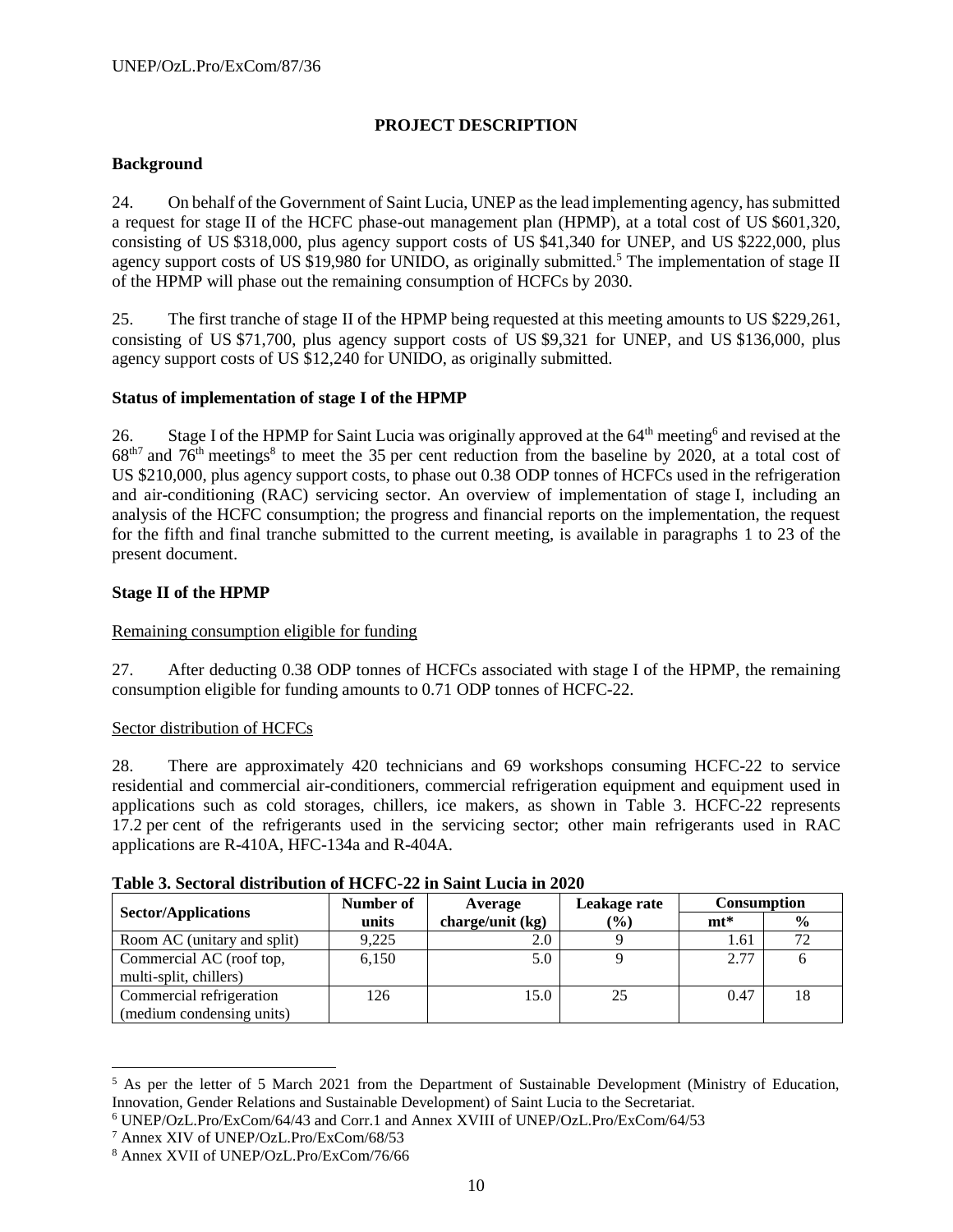# PROJECT DESCRIPTION

## Background

24. On behalf of the Government of Saint Lucia, UNEP as the lead implementing agency, has submitted a request for stage II of the HCFC phase-out management plan (HPMP), at a total cost of US $601,320, consisting of US $318,000, plus agency support costs of US $41,340 for UNEP, and US $222,000, plus agency support costs of US $19,980 for UNIDO, as originally submitted.[5] The implementation of stage II of the HPMP will phase out the remaining consumption of HCFCs by 2030.

25. The first tranche of stage II of the HPMP being requested at this meeting amounts to US $229,261, consisting of US $71,700, plus agency support costs of US $9,321 for UNEP, and US $136,000, plus agency support costs of US $12,240 for UNIDO, as originally submitted.

## Status of implementation of stage I of the HPMP

26. Stage I of the HPMP for Saint Lucia was originally approved at the 64th meeting[6] and revised at the 68th[7] and 76th meetings[8] to meet the 35 per cent reduction from the baseline by 2020, at a total cost of US $210,000, plus agency support costs, to phase out 0.38 ODP tonnes of HCFCs used in the refrigeration and air-conditioning (RAC) servicing sector. An overview of implementation of stage I, including an analysis of the HCFC consumption; the progress and financial reports on the implementation, the request for the fifth and final tranche submitted to the current meeting, is available in paragraphs 1 to 23 of the present document.

## Stage II of the HPMP

Remaining consumption eligible for funding

27. After deducting 0.38 ODP tonnes of HCFCs associated with stage I of the HPMP, the remaining consumption eligible for funding amounts to 0.71 ODP tonnes of HCFC-22.

Sector distribution of HCFCs

28. There are approximately 420 technicians and 69 workshops consuming HCFC-22 to service residential and commercial air-conditioners, commercial refrigeration equipment and equipment used in applications such as cold storages, chillers, ice makers, as shown in Table 3. HCFC-22 represents 17.2 per cent of the refrigerants used in the servicing sector; other main refrigerants used in RAC applications are R-410A, HFC-134a and R-404A.

**Table 3. Sectoral distribution of HCFC-22 in Saint Lucia in 2020**

| Sector/Applications | Number of units | Average charge/unit (kg) | Leakage rate (%) | Consumption | |
|---|---|---|---|---|---|
| | | | | mt* | % |
| Room AC (unitary and split) | 9,225 | 2.0 | 9 | 1.61 | 72 |
| Commercial AC (roof top, multi-split, chillers) | 6,150 | 5.0 | 9 | 2.77 | 6 |
| Commercial refrigeration (medium condensing units) | 126 | 15.0 | 25 | 0.47 | 18 |

---

[5] As per the letter of 5 March 2021 from the Department of Sustainable Development (Ministry of Education, Innovation, Gender Relations and Sustainable Development) of Saint Lucia to the Secretariat.

[6] UNEP/OzL.Pro/ExCom/64/43 and Corr.1 and Annex XVIII of UNEP/OzL.Pro/ExCom/64/53

[7] Annex XIV of UNEP/OzL.Pro/ExCom/68/53

[8] Annex XVII of UNEP/OzL.Pro/ExCom/76/66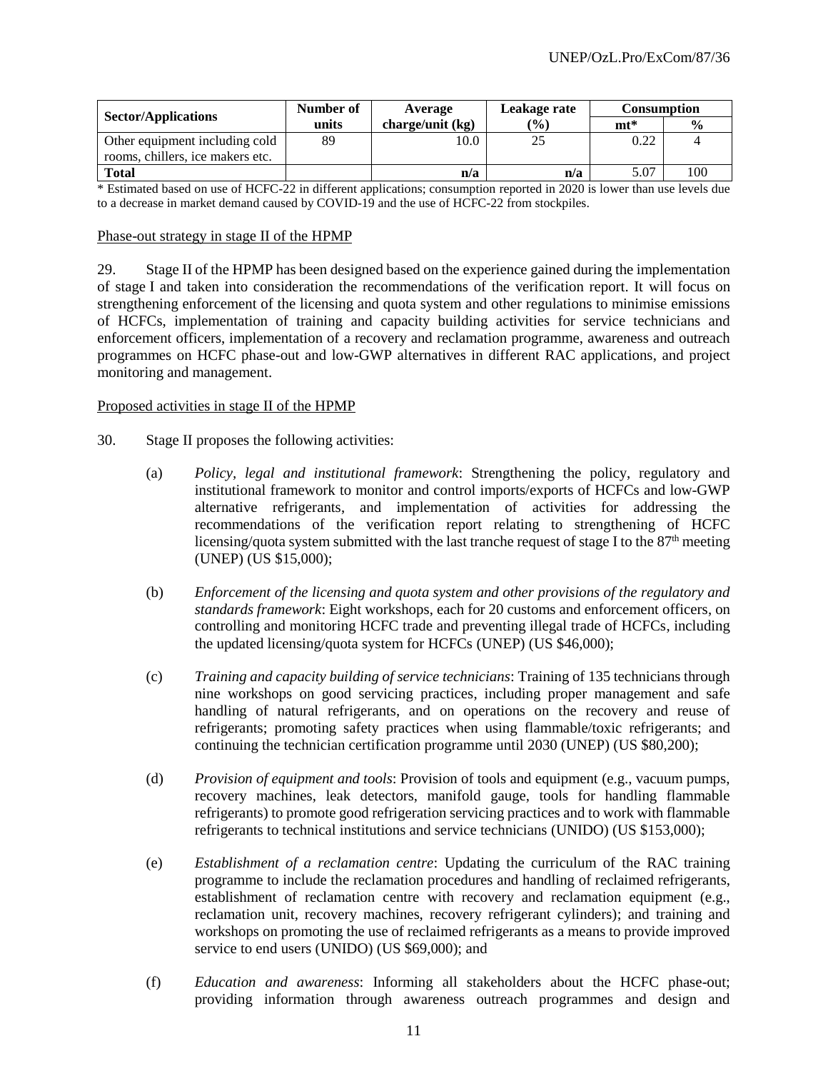| Sector/Applications | Number of units | Average charge/unit (kg) | Leakage rate (%) | Consumption | |
|---|---|---|---|---|---|
| | | | | mt* | % |
| Other equipment including cold rooms, chillers, ice makers etc. | 89 | 10.0 | 25 | 0.22 | 4 |
| **Total** | | **n/a** | **n/a** | 5.07 | 100 |

\* Estimated based on use of HCFC-22 in different applications; consumption reported in 2020 is lower than use levels due to a decrease in market demand caused by COVID-19 and the use of HCFC-22 from stockpiles.

Phase-out strategy in stage II of the HPMP

29. Stage II of the HPMP has been designed based on the experience gained during the implementation of stage I and taken into consideration the recommendations of the verification report. It will focus on strengthening enforcement of the licensing and quota system and other regulations to minimise emissions of HCFCs, implementation of training and capacity building activities for service technicians and enforcement officers, implementation of a recovery and reclamation programme, awareness and outreach programmes on HCFC phase-out and low-GWP alternatives in different RAC applications, and project monitoring and management.

Proposed activities in stage II of the HPMP

30. Stage II proposes the following activities:

(a) *Policy, legal and institutional framework*: Strengthening the policy, regulatory and institutional framework to monitor and control imports/exports of HCFCs and low-GWP alternative refrigerants, and implementation of activities for addressing the recommendations of the verification report relating to strengthening of HCFC licensing/quota system submitted with the last tranche request of stage I to the 87th meeting (UNEP) (US $15,000);

(b) *Enforcement of the licensing and quota system and other provisions of the regulatory and standards framework*: Eight workshops, each for 20 customs and enforcement officers, on controlling and monitoring HCFC trade and preventing illegal trade of HCFCs, including the updated licensing/quota system for HCFCs (UNEP) (US $46,000);

(c) *Training and capacity building of service technicians*: Training of 135 technicians through nine workshops on good servicing practices, including proper management and safe handling of natural refrigerants, and on operations on the recovery and reuse of refrigerants; promoting safety practices when using flammable/toxic refrigerants; and continuing the technician certification programme until 2030 (UNEP) (US $80,200);

(d) *Provision of equipment and tools*: Provision of tools and equipment (e.g., vacuum pumps, recovery machines, leak detectors, manifold gauge, tools for handling flammable refrigerants) to promote good refrigeration servicing practices and to work with flammable refrigerants to technical institutions and service technicians (UNIDO) (US $153,000);

(e) *Establishment of a reclamation centre*: Updating the curriculum of the RAC training programme to include the reclamation procedures and handling of reclaimed refrigerants, establishment of reclamation centre with recovery and reclamation equipment (e.g., reclamation unit, recovery machines, recovery refrigerant cylinders); and training and workshops on promoting the use of reclaimed refrigerants as a means to provide improved service to end users (UNIDO) (US $69,000); and

(f) *Education and awareness*: Informing all stakeholders about the HCFC phase-out; providing information through awareness outreach programmes and design and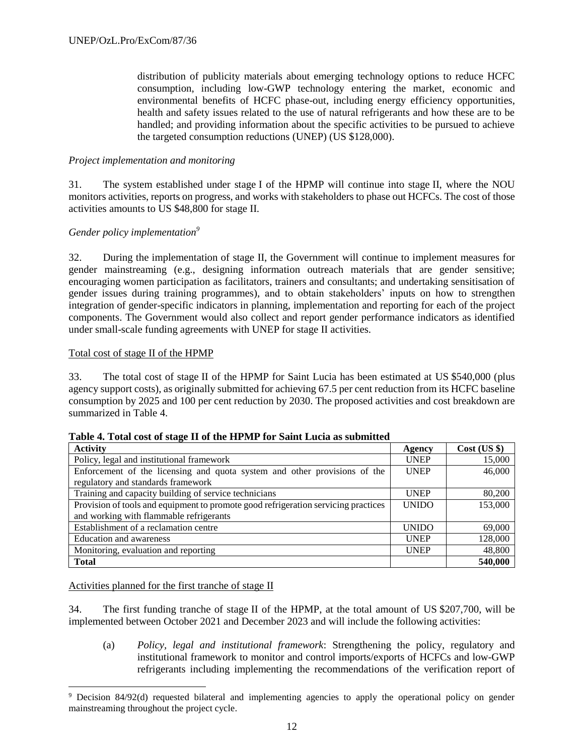distribution of publicity materials about emerging technology options to reduce HCFC consumption, including low-GWP technology entering the market, economic and environmental benefits of HCFC phase-out, including energy efficiency opportunities, health and safety issues related to the use of natural refrigerants and how these are to be handled; and providing information about the specific activities to be pursued to achieve the targeted consumption reductions (UNEP) (US $128,000).

*Project implementation and monitoring*

31. The system established under stage I of the HPMP will continue into stage II, where the NOU monitors activities, reports on progress, and works with stakeholders to phase out HCFCs. The cost of those activities amounts to US $48,800 for stage II.

*Gender policy implementation*[9]

32. During the implementation of stage II, the Government will continue to implement measures for gender mainstreaming (e.g., designing information outreach materials that are gender sensitive; encouraging women participation as facilitators, trainers and consultants; and undertaking sensitisation of gender issues during training programmes), and to obtain stakeholders' inputs on how to strengthen integration of gender-specific indicators in planning, implementation and reporting for each of the project components. The Government would also collect and report gender performance indicators as identified under small-scale funding agreements with UNEP for stage II activities.

Total cost of stage II of the HPMP

33. The total cost of stage II of the HPMP for Saint Lucia has been estimated at US $540,000 (plus agency support costs), as originally submitted for achieving 67.5 per cent reduction from its HCFC baseline consumption by 2025 and 100 per cent reduction by 2030. The proposed activities and cost breakdown are summarized in Table 4.

**Table 4. Total cost of stage II of the HPMP for Saint Lucia as submitted**

| Activity | Agency | Cost (US $) |
|---|---|---|
| Policy, legal and institutional framework | UNEP | 15,000 |
| Enforcement of the licensing and quota system and other provisions of the regulatory and standards framework | UNEP | 46,000 |
| Training and capacity building of service technicians | UNEP | 80,200 |
| Provision of tools and equipment to promote good refrigeration servicing practices and working with flammable refrigerants | UNIDO | 153,000 |
| Establishment of a reclamation centre | UNIDO | 69,000 |
| Education and awareness | UNEP | 128,000 |
| Monitoring, evaluation and reporting | UNEP | 48,800 |
| **Total** | | **540,000** |

Activities planned for the first tranche of stage II

34. The first funding tranche of stage II of the HPMP, at the total amount of US $207,700, will be implemented between October 2021 and December 2023 and will include the following activities:

(a) *Policy, legal and institutional framework*: Strengthening the policy, regulatory and institutional framework to monitor and control imports/exports of HCFCs and low-GWP refrigerants including implementing the recommendations of the verification report of

---

[9] Decision 84/92(d) requested bilateral and implementing agencies to apply the operational policy on gender mainstreaming throughout the project cycle.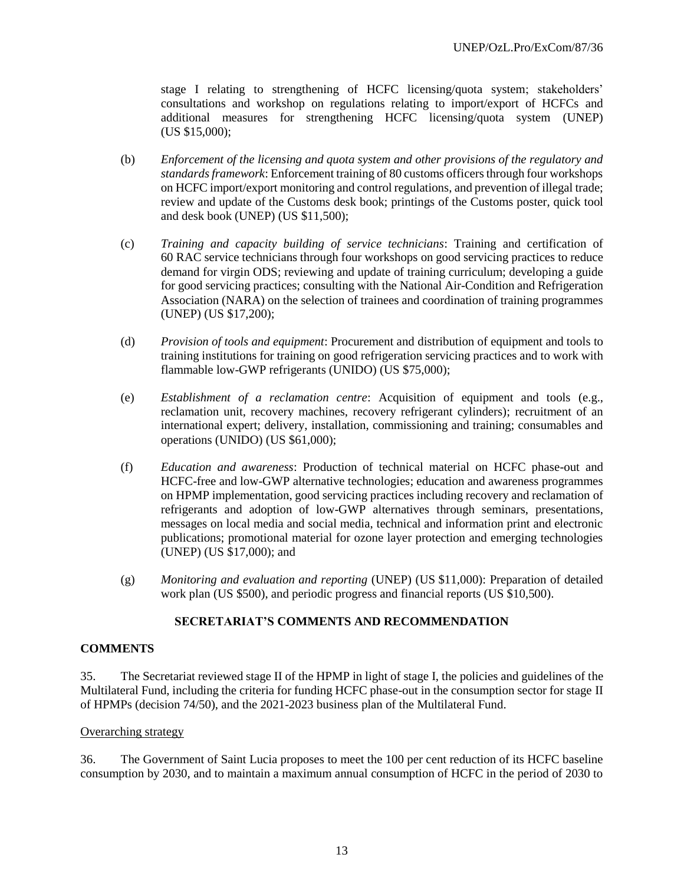stage I relating to strengthening of HCFC licensing/quota system; stakeholders' consultations and workshop on regulations relating to import/export of HCFCs and additional measures for strengthening HCFC licensing/quota system (UNEP) (US $15,000);

(b) *Enforcement of the licensing and quota system and other provisions of the regulatory and standards framework*: Enforcement training of 80 customs officers through four workshops on HCFC import/export monitoring and control regulations, and prevention of illegal trade; review and update of the Customs desk book; printings of the Customs poster, quick tool and desk book (UNEP) (US $11,500);

(c) *Training and capacity building of service technicians*: Training and certification of 60 RAC service technicians through four workshops on good servicing practices to reduce demand for virgin ODS; reviewing and update of training curriculum; developing a guide for good servicing practices; consulting with the National Air-Condition and Refrigeration Association (NARA) on the selection of trainees and coordination of training programmes (UNEP) (US $17,200);

(d) *Provision of tools and equipment*: Procurement and distribution of equipment and tools to training institutions for training on good refrigeration servicing practices and to work with flammable low-GWP refrigerants (UNIDO) (US $75,000);

(e) *Establishment of a reclamation centre*: Acquisition of equipment and tools (e.g., reclamation unit, recovery machines, recovery refrigerant cylinders); recruitment of an international expert; delivery, installation, commissioning and training; consumables and operations (UNIDO) (US $61,000);

(f) *Education and awareness*: Production of technical material on HCFC phase-out and HCFC-free and low-GWP alternative technologies; education and awareness programmes on HPMP implementation, good servicing practices including recovery and reclamation of refrigerants and adoption of low-GWP alternatives through seminars, presentations, messages on local media and social media, technical and information print and electronic publications; promotional material for ozone layer protection and emerging technologies (UNEP) (US $17,000); and

(g) *Monitoring and evaluation and reporting* (UNEP) (US $11,000): Preparation of detailed work plan (US $500), and periodic progress and financial reports (US $10,500).

## SECRETARIAT'S COMMENTS AND RECOMMENDATION

### COMMENTS

35. The Secretariat reviewed stage II of the HPMP in light of stage I, the policies and guidelines of the Multilateral Fund, including the criteria for funding HCFC phase-out in the consumption sector for stage II of HPMPs (decision 74/50), and the 2021-2023 business plan of the Multilateral Fund.

Overarching strategy

36. The Government of Saint Lucia proposes to meet the 100 per cent reduction of its HCFC baseline consumption by 2030, and to maintain a maximum annual consumption of HCFC in the period of 2030 to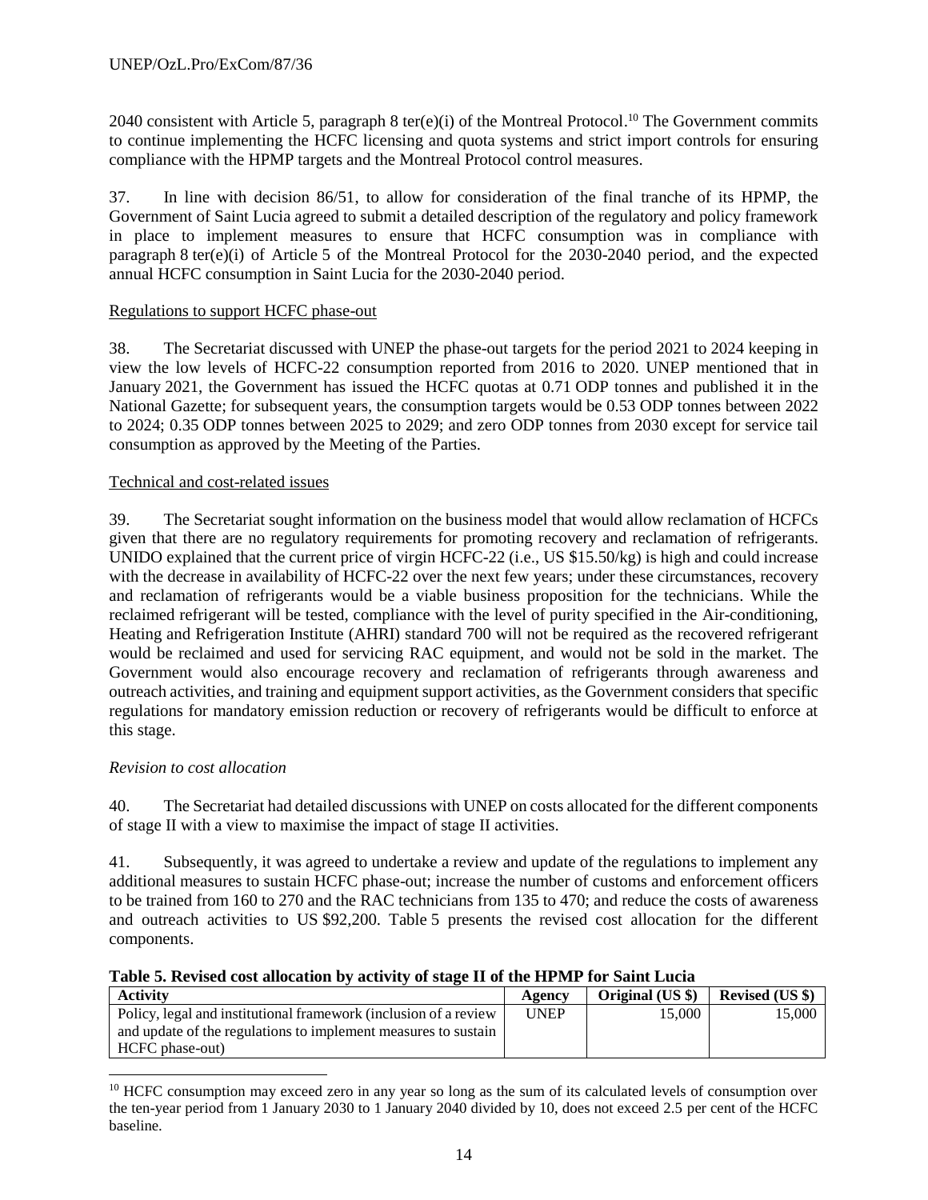2040 consistent with Article 5, paragraph 8 ter(e)(i) of the Montreal Protocol.[10] The Government commits to continue implementing the HCFC licensing and quota systems and strict import controls for ensuring compliance with the HPMP targets and the Montreal Protocol control measures.

37. In line with decision 86/51, to allow for consideration of the final tranche of its HPMP, the Government of Saint Lucia agreed to submit a detailed description of the regulatory and policy framework in place to implement measures to ensure that HCFC consumption was in compliance with paragraph 8 ter(e)(i) of Article 5 of the Montreal Protocol for the 2030-2040 period, and the expected annual HCFC consumption in Saint Lucia for the 2030-2040 period.

Regulations to support HCFC phase-out

38. The Secretariat discussed with UNEP the phase-out targets for the period 2021 to 2024 keeping in view the low levels of HCFC-22 consumption reported from 2016 to 2020. UNEP mentioned that in January 2021, the Government has issued the HCFC quotas at 0.71 ODP tonnes and published it in the National Gazette; for subsequent years, the consumption targets would be 0.53 ODP tonnes between 2022 to 2024; 0.35 ODP tonnes between 2025 to 2029; and zero ODP tonnes from 2030 except for service tail consumption as approved by the Meeting of the Parties.

Technical and cost-related issues

39. The Secretariat sought information on the business model that would allow reclamation of HCFCs given that there are no regulatory requirements for promoting recovery and reclamation of refrigerants. UNIDO explained that the current price of virgin HCFC-22 (i.e., US $15.50/kg) is high and could increase with the decrease in availability of HCFC-22 over the next few years; under these circumstances, recovery and reclamation of refrigerants would be a viable business proposition for the technicians. While the reclaimed refrigerant will be tested, compliance with the level of purity specified in the Air-conditioning, Heating and Refrigeration Institute (AHRI) standard 700 will not be required as the recovered refrigerant would be reclaimed and used for servicing RAC equipment, and would not be sold in the market. The Government would also encourage recovery and reclamation of refrigerants through awareness and outreach activities, and training and equipment support activities, as the Government considers that specific regulations for mandatory emission reduction or recovery of refrigerants would be difficult to enforce at this stage.

*Revision to cost allocation*

40. The Secretariat had detailed discussions with UNEP on costs allocated for the different components of stage II with a view to maximise the impact of stage II activities.

41. Subsequently, it was agreed to undertake a review and update of the regulations to implement any additional measures to sustain HCFC phase-out; increase the number of customs and enforcement officers to be trained from 160 to 270 and the RAC technicians from 135 to 470; and reduce the costs of awareness and outreach activities to US $92,200. Table 5 presents the revised cost allocation for the different components.

**Table 5. Revised cost allocation by activity of stage II of the HPMP for Saint Lucia**

| Activity | Agency | Original (US $) | Revised (US $) |
|---|---|---|---|
| Policy, legal and institutional framework (inclusion of a review and update of the regulations to implement measures to sustain HCFC phase-out) | UNEP | 15,000 | 15,000 |

[10] HCFC consumption may exceed zero in any year so long as the sum of its calculated levels of consumption over the ten-year period from 1 January 2030 to 1 January 2040 divided by 10, does not exceed 2.5 per cent of the HCFC baseline.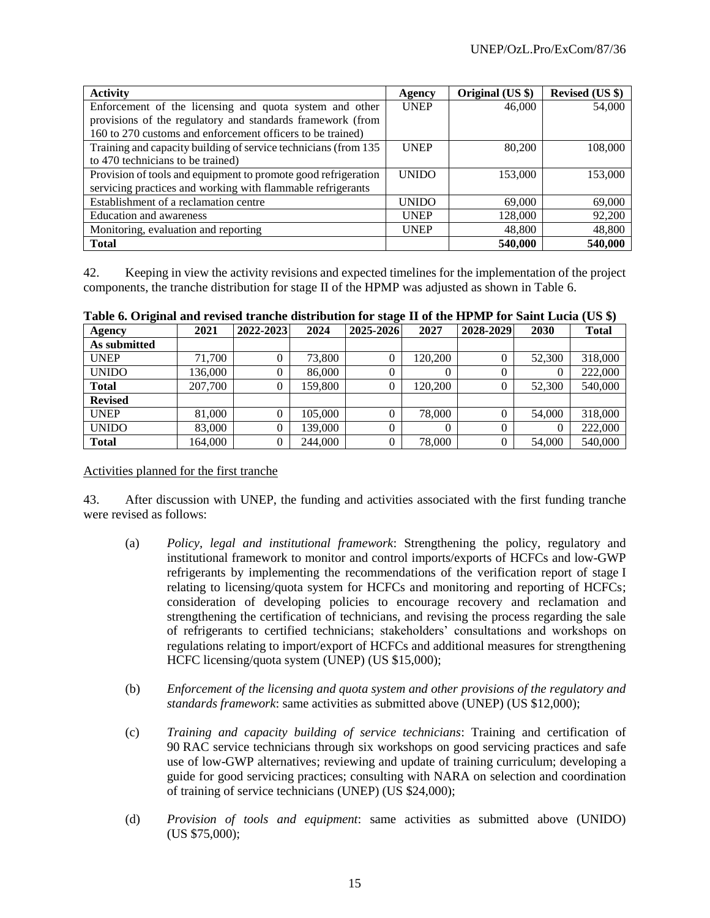| Activity | Agency | Original (US $) | Revised (US $) |
|---|---|---|---|
| Enforcement of the licensing and quota system and other provisions of the regulatory and standards framework (from 160 to 270 customs and enforcement officers to be trained) | UNEP | 46,000 | 54,000 |
| Training and capacity building of service technicians (from 135 to 470 technicians to be trained) | UNEP | 80,200 | 108,000 |
| Provision of tools and equipment to promote good refrigeration servicing practices and working with flammable refrigerants | UNIDO | 153,000 | 153,000 |
| Establishment of a reclamation centre | UNIDO | 69,000 | 69,000 |
| Education and awareness | UNEP | 128,000 | 92,200 |
| Monitoring, evaluation and reporting | UNEP | 48,800 | 48,800 |
| **Total** | | **540,000** | **540,000** |

42. Keeping in view the activity revisions and expected timelines for the implementation of the project components, the tranche distribution for stage II of the HPMP was adjusted as shown in Table 6.

**Table 6. Original and revised tranche distribution for stage II of the HPMP for Saint Lucia (US $)**

| Agency | 2021 | 2022-2023 | 2024 | 2025-2026 | 2027 | 2028-2029 | 2030 | Total |
|---|---|---|---|---|---|---|---|---|
| **As submitted** | | | | | | | | |
| UNEP | 71,700 | 0 | 73,800 | 0 | 120,200 | 0 | 52,300 | 318,000 |
| UNIDO | 136,000 | 0 | 86,000 | 0 | 0 | 0 | 0 | 222,000 |
| **Total** | 207,700 | 0 | 159,800 | 0 | 120,200 | 0 | 52,300 | 540,000 |
| **Revised** | | | | | | | | |
| UNEP | 81,000 | 0 | 105,000 | 0 | 78,000 | 0 | 54,000 | 318,000 |
| UNIDO | 83,000 | 0 | 139,000 | 0 | 0 | 0 | 0 | 222,000 |
| **Total** | 164,000 | 0 | 244,000 | 0 | 78,000 | 0 | 54,000 | 540,000 |

Activities planned for the first tranche

43. After discussion with UNEP, the funding and activities associated with the first funding tranche were revised as follows:

(a) *Policy, legal and institutional framework*: Strengthening the policy, regulatory and institutional framework to monitor and control imports/exports of HCFCs and low-GWP refrigerants by implementing the recommendations of the verification report of stage I relating to licensing/quota system for HCFCs and monitoring and reporting of HCFCs; consideration of developing policies to encourage recovery and reclamation and strengthening the certification of technicians, and revising the process regarding the sale of refrigerants to certified technicians; stakeholders' consultations and workshops on regulations relating to import/export of HCFCs and additional measures for strengthening HCFC licensing/quota system (UNEP) (US $15,000);

(b) *Enforcement of the licensing and quota system and other provisions of the regulatory and standards framework*: same activities as submitted above (UNEP) (US $12,000);

(c) *Training and capacity building of service technicians*: Training and certification of 90 RAC service technicians through six workshops on good servicing practices and safe use of low-GWP alternatives; reviewing and update of training curriculum; developing a guide for good servicing practices; consulting with NARA on selection and coordination of training of service technicians (UNEP) (US $24,000);

(d) *Provision of tools and equipment*: same activities as submitted above (UNIDO) (US $75,000);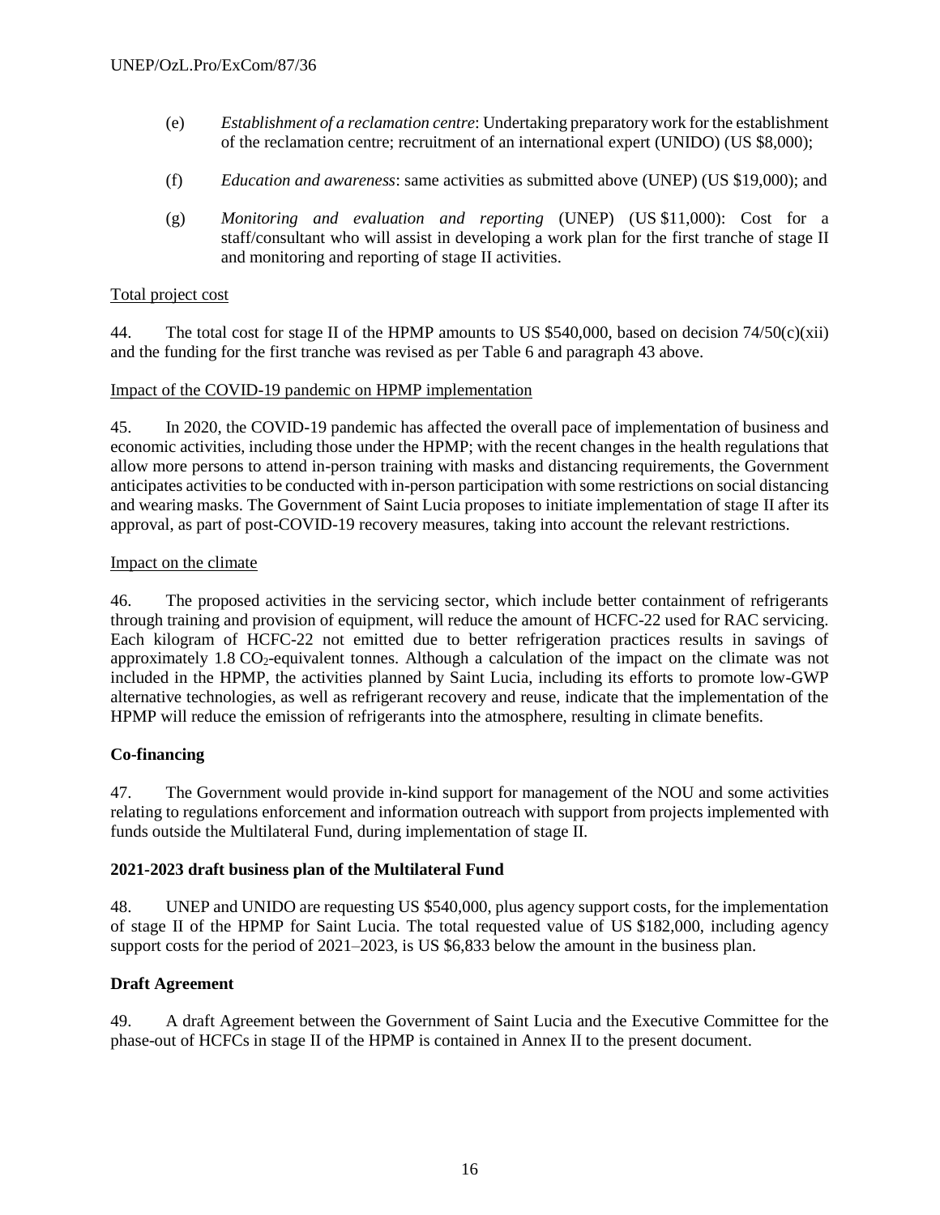(e) *Establishment of a reclamation centre*: Undertaking preparatory work for the establishment of the reclamation centre; recruitment of an international expert (UNIDO) (US $8,000);

(f) *Education and awareness*: same activities as submitted above (UNEP) (US $19,000); and

(g) *Monitoring and evaluation and reporting* (UNEP) (US $11,000): Cost for a staff/consultant who will assist in developing a work plan for the first tranche of stage II and monitoring and reporting of stage II activities.

Total project cost

44. The total cost for stage II of the HPMP amounts to US $540,000, based on decision 74/50(c)(xii) and the funding for the first tranche was revised as per Table 6 and paragraph 43 above.

Impact of the COVID-19 pandemic on HPMP implementation

45. In 2020, the COVID-19 pandemic has affected the overall pace of implementation of business and economic activities, including those under the HPMP; with the recent changes in the health regulations that allow more persons to attend in-person training with masks and distancing requirements, the Government anticipates activities to be conducted with in-person participation with some restrictions on social distancing and wearing masks. The Government of Saint Lucia proposes to initiate implementation of stage II after its approval, as part of post-COVID-19 recovery measures, taking into account the relevant restrictions.

Impact on the climate

46. The proposed activities in the servicing sector, which include better containment of refrigerants through training and provision of equipment, will reduce the amount of HCFC-22 used for RAC servicing. Each kilogram of HCFC-22 not emitted due to better refrigeration practices results in savings of approximately 1.8 $CO_2$-equivalent tonnes. Although a calculation of the impact on the climate was not included in the HPMP, the activities planned by Saint Lucia, including its efforts to promote low-GWP alternative technologies, as well as refrigerant recovery and reuse, indicate that the implementation of the HPMP will reduce the emission of refrigerants into the atmosphere, resulting in climate benefits.

**Co-financing**

47. The Government would provide in-kind support for management of the NOU and some activities relating to regulations enforcement and information outreach with support from projects implemented with funds outside the Multilateral Fund, during implementation of stage II.

**2021-2023 draft business plan of the Multilateral Fund**

48. UNEP and UNIDO are requesting US $540,000, plus agency support costs, for the implementation of stage II of the HPMP for Saint Lucia. The total requested value of US $182,000, including agency support costs for the period of 2021–2023, is US $6,833 below the amount in the business plan.

**Draft Agreement**

49. A draft Agreement between the Government of Saint Lucia and the Executive Committee for the phase-out of HCFCs in stage II of the HPMP is contained in Annex II to the present document.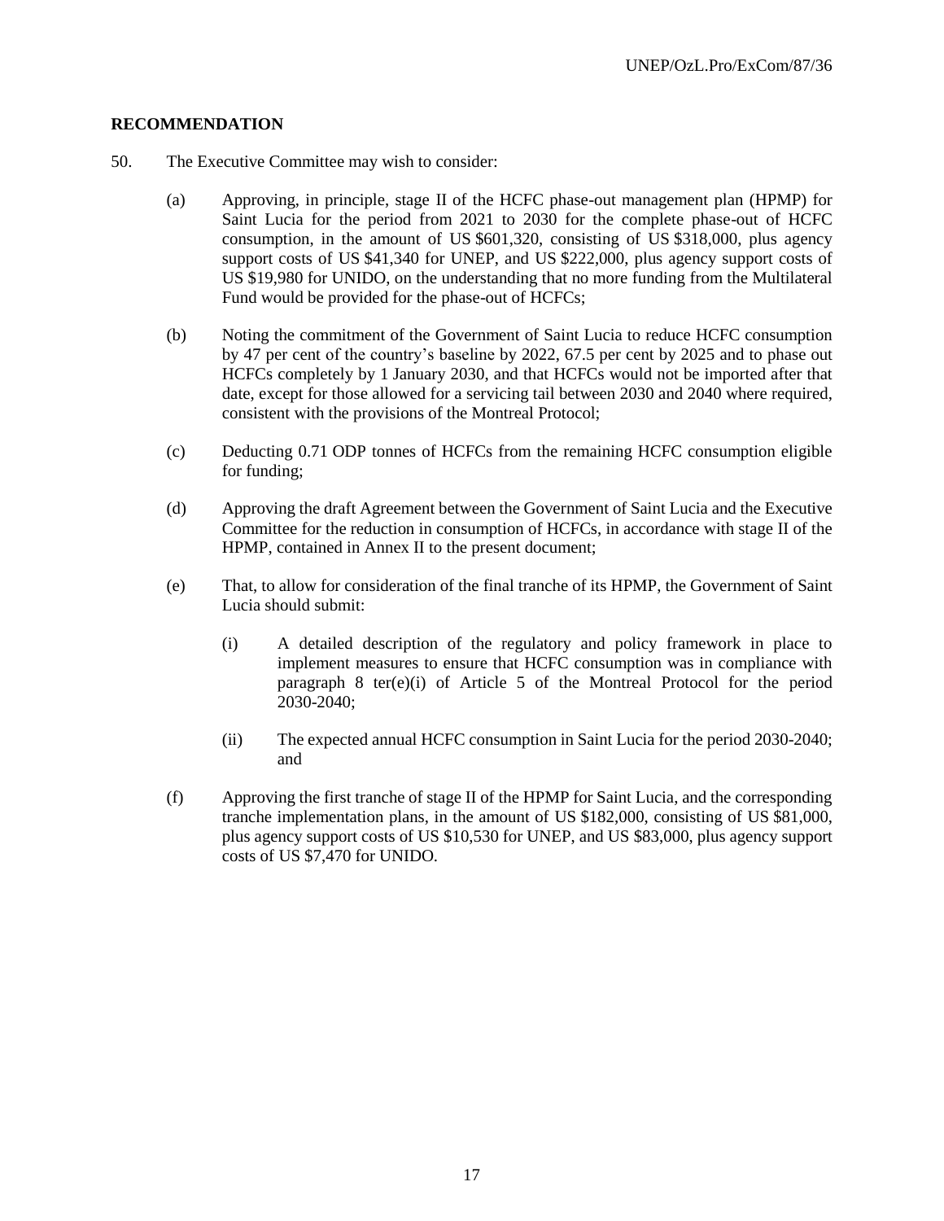**RECOMMENDATION**

50. The Executive Committee may wish to consider:

(a) Approving, in principle, stage II of the HCFC phase-out management plan (HPMP) for Saint Lucia for the period from 2021 to 2030 for the complete phase-out of HCFC consumption, in the amount of US $601,320, consisting of US $318,000, plus agency support costs of US $41,340 for UNEP, and US $222,000, plus agency support costs of US $19,980 for UNIDO, on the understanding that no more funding from the Multilateral Fund would be provided for the phase-out of HCFCs;

(b) Noting the commitment of the Government of Saint Lucia to reduce HCFC consumption by 47 per cent of the country's baseline by 2022, 67.5 per cent by 2025 and to phase out HCFCs completely by 1 January 2030, and that HCFCs would not be imported after that date, except for those allowed for a servicing tail between 2030 and 2040 where required, consistent with the provisions of the Montreal Protocol;

(c) Deducting 0.71 ODP tonnes of HCFCs from the remaining HCFC consumption eligible for funding;

(d) Approving the draft Agreement between the Government of Saint Lucia and the Executive Committee for the reduction in consumption of HCFCs, in accordance with stage II of the HPMP, contained in Annex II to the present document;

(e) That, to allow for consideration of the final tranche of its HPMP, the Government of Saint Lucia should submit:

    (i) A detailed description of the regulatory and policy framework in place to implement measures to ensure that HCFC consumption was in compliance with paragraph 8 ter(e)(i) of Article 5 of the Montreal Protocol for the period 2030-2040;

    (ii) The expected annual HCFC consumption in Saint Lucia for the period 2030-2040; and

(f) Approving the first tranche of stage II of the HPMP for Saint Lucia, and the corresponding tranche implementation plans, in the amount of US $182,000, consisting of US $81,000, plus agency support costs of US $10,530 for UNEP, and US $83,000, plus agency support costs of US $7,470 for UNIDO.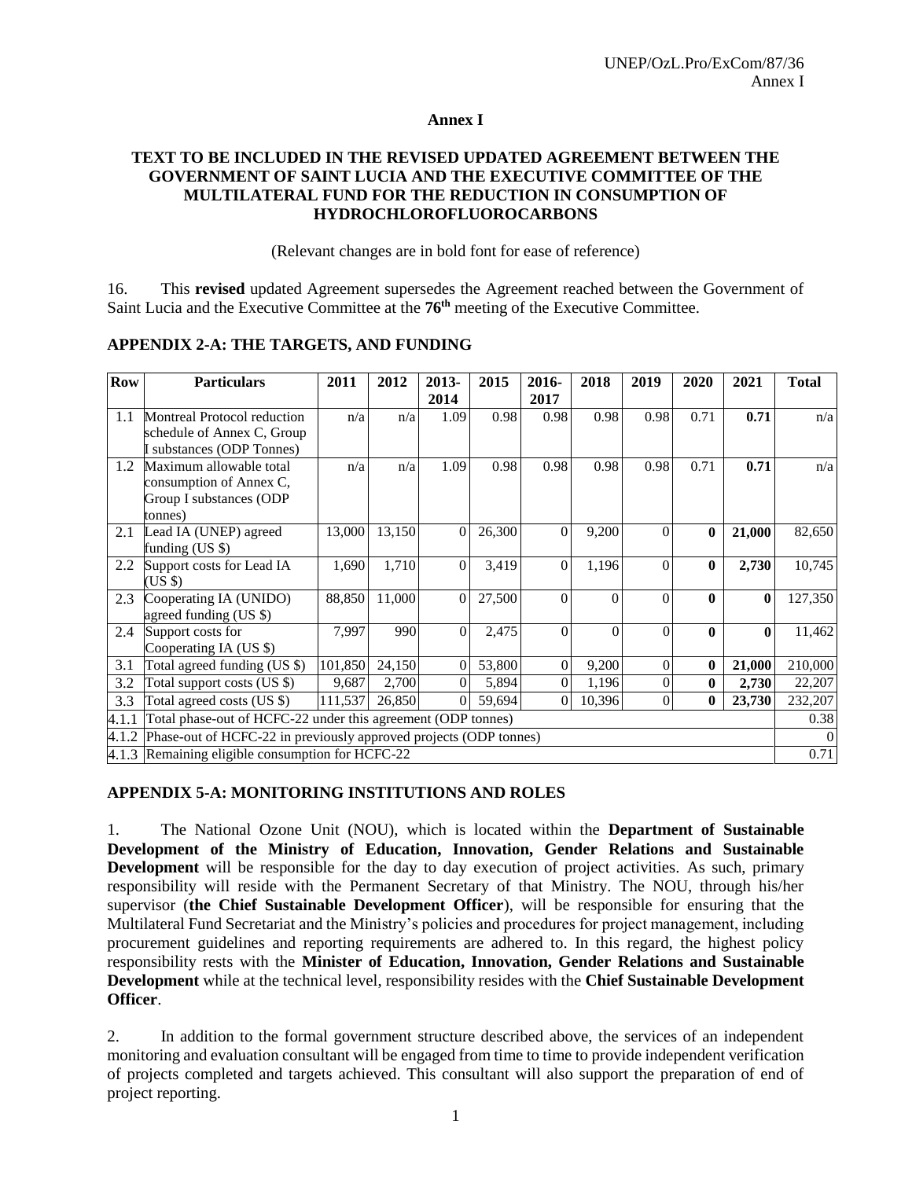# Annex I

## TEXT TO BE INCLUDED IN THE REVISED UPDATED AGREEMENT BETWEEN THE GOVERNMENT OF SAINT LUCIA AND THE EXECUTIVE COMMITTEE OF THE MULTILATERAL FUND FOR THE REDUCTION IN CONSUMPTION OF HYDROCHLOROFLUOROCARBONS

(Relevant changes are in bold font for ease of reference)

16. This **revised** updated Agreement supersedes the Agreement reached between the Government of Saint Lucia and the Executive Committee at the **76th** meeting of the Executive Committee.

### APPENDIX 2-A: THE TARGETS, AND FUNDING

| Row | Particulars | 2011 | 2012 | 2013-2014 | 2015 | 2016-2017 | 2018 | 2019 | 2020 | 2021 | Total |
|---|---|---|---|---|---|---|---|---|---|---|---|
| 1.1 | Montreal Protocol reduction schedule of Annex C, Group I substances (ODP Tonnes) | n/a | n/a | 1.09 | 0.98 | 0.98 | 0.98 | 0.98 | 0.71 | **0.71** | n/a |
| 1.2 | Maximum allowable total consumption of Annex C, Group I substances (ODP tonnes) | n/a | n/a | 1.09 | 0.98 | 0.98 | 0.98 | 0.98 | 0.71 | **0.71** | n/a |
| 2.1 | Lead IA (UNEP) agreed funding (US $) | 13,000 | 13,150 | 0 | 26,300 | 0 | 9,200 | 0 | **0** | **21,000** | 82,650 |
| 2.2 | Support costs for Lead IA (US $) | 1,690 | 1,710 | 0 | 3,419 | 0 | 1,196 | 0 | **0** | **2,730** | 10,745 |
| 2.3 | Cooperating IA (UNIDO) agreed funding (US $) | 88,850 | 11,000 | 0 | 27,500 | 0 | 0 | 0 | **0** | **0** | 127,350 |
| 2.4 | Support costs for Cooperating IA (US $) | 7,997 | 990 | 0 | 2,475 | 0 | 0 | 0 | **0** | **0** | 11,462 |
| 3.1 | Total agreed funding (US $) | 101,850 | 24,150 | 0 | 53,800 | 0 | 9,200 | 0 | **0** | **21,000** | 210,000 |
| 3.2 | Total support costs (US $) | 9,687 | 2,700 | 0 | 5,894 | 0 | 1,196 | 0 | **0** | **2,730** | 22,207 |
| 3.3 | Total agreed costs (US $) | 111,537 | 26,850 | 0 | 59,694 | 0 | 10,396 | 0 | **0** | **23,730** | 232,207 |
| 4.1.1 | Total phase-out of HCFC-22 under this agreement (ODP tonnes) | | | | | | | | | | 0.38 |
| 4.1.2 | Phase-out of HCFC-22 in previously approved projects (ODP tonnes) | | | | | | | | | | 0 |
| 4.1.3 | Remaining eligible consumption for HCFC-22 | | | | | | | | | | 0.71 |

### APPENDIX 5-A: MONITORING INSTITUTIONS AND ROLES

1. The National Ozone Unit (NOU), which is located within the **Department of Sustainable Development of the Ministry of Education, Innovation, Gender Relations and Sustainable Development** will be responsible for the day to day execution of project activities. As such, primary responsibility will reside with the Permanent Secretary of that Ministry. The NOU, through his/her supervisor (**the Chief Sustainable Development Officer**), will be responsible for ensuring that the Multilateral Fund Secretariat and the Ministry's policies and procedures for project management, including procurement guidelines and reporting requirements are adhered to. In this regard, the highest policy responsibility rests with the **Minister of Education, Innovation, Gender Relations and Sustainable Development** while at the technical level, responsibility resides with the **Chief Sustainable Development Officer**.

2. In addition to the formal government structure described above, the services of an independent monitoring and evaluation consultant will be engaged from time to time to provide independent verification of projects completed and targets achieved. This consultant will also support the preparation of end of project reporting.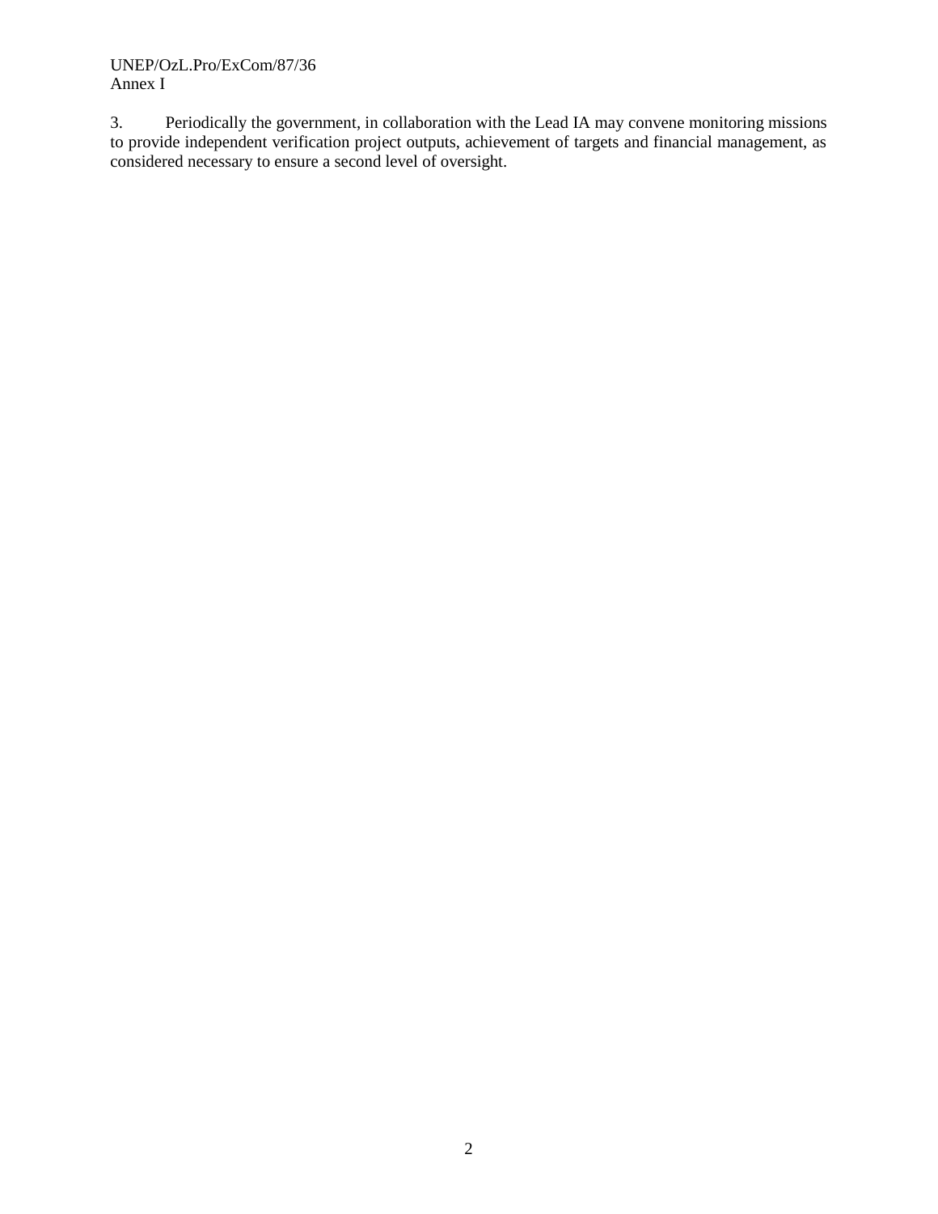3. Periodically the government, in collaboration with the Lead IA may convene monitoring missions to provide independent verification project outputs, achievement of targets and financial management, as considered necessary to ensure a second level of oversight.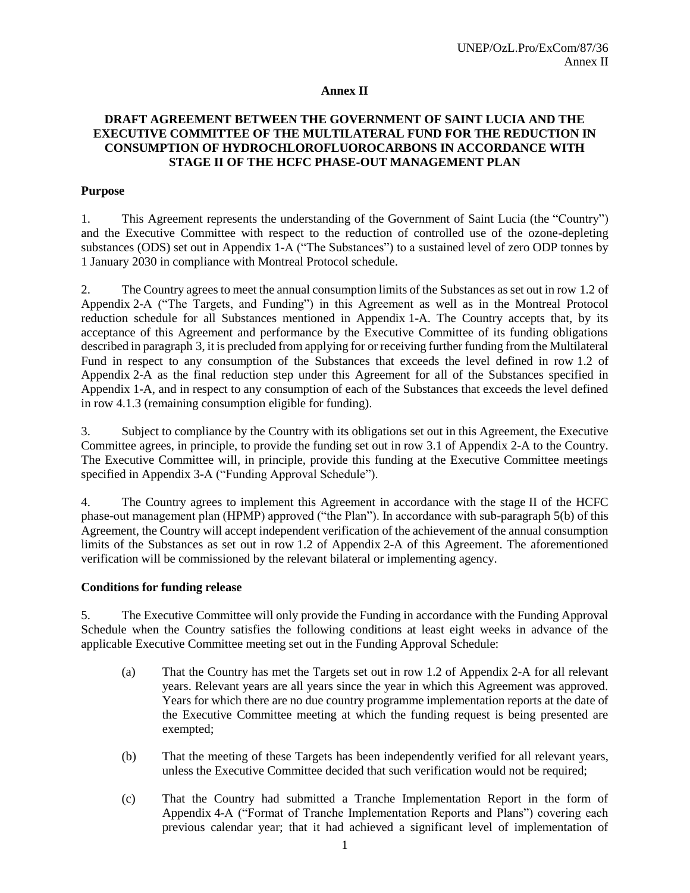**Annex II**

**DRAFT AGREEMENT BETWEEN THE GOVERNMENT OF SAINT LUCIA AND THE EXECUTIVE COMMITTEE OF THE MULTILATERAL FUND FOR THE REDUCTION IN CONSUMPTION OF HYDROCHLOROFLUOROCARBONS IN ACCORDANCE WITH STAGE II OF THE HCFC PHASE-OUT MANAGEMENT PLAN**

**Purpose**

1. This Agreement represents the understanding of the Government of Saint Lucia (the "Country") and the Executive Committee with respect to the reduction of controlled use of the ozone-depleting substances (ODS) set out in Appendix 1-A ("The Substances") to a sustained level of zero ODP tonnes by 1 January 2030 in compliance with Montreal Protocol schedule.

2. The Country agrees to meet the annual consumption limits of the Substances as set out in row 1.2 of Appendix 2-A ("The Targets, and Funding") in this Agreement as well as in the Montreal Protocol reduction schedule for all Substances mentioned in Appendix 1-A. The Country accepts that, by its acceptance of this Agreement and performance by the Executive Committee of its funding obligations described in paragraph 3, it is precluded from applying for or receiving further funding from the Multilateral Fund in respect to any consumption of the Substances that exceeds the level defined in row 1.2 of Appendix 2-A as the final reduction step under this Agreement for all of the Substances specified in Appendix 1-A, and in respect to any consumption of each of the Substances that exceeds the level defined in row 4.1.3 (remaining consumption eligible for funding).

3. Subject to compliance by the Country with its obligations set out in this Agreement, the Executive Committee agrees, in principle, to provide the funding set out in row 3.1 of Appendix 2-A to the Country. The Executive Committee will, in principle, provide this funding at the Executive Committee meetings specified in Appendix 3-A ("Funding Approval Schedule").

4. The Country agrees to implement this Agreement in accordance with the stage II of the HCFC phase-out management plan (HPMP) approved ("the Plan"). In accordance with sub-paragraph 5(b) of this Agreement, the Country will accept independent verification of the achievement of the annual consumption limits of the Substances as set out in row 1.2 of Appendix 2-A of this Agreement. The aforementioned verification will be commissioned by the relevant bilateral or implementing agency.

**Conditions for funding release**

5. The Executive Committee will only provide the Funding in accordance with the Funding Approval Schedule when the Country satisfies the following conditions at least eight weeks in advance of the applicable Executive Committee meeting set out in the Funding Approval Schedule:

   (a) That the Country has met the Targets set out in row 1.2 of Appendix 2-A for all relevant years. Relevant years are all years since the year in which this Agreement was approved. Years for which there are no due country programme implementation reports at the date of the Executive Committee meeting at which the funding request is being presented are exempted;

   (b) That the meeting of these Targets has been independently verified for all relevant years, unless the Executive Committee decided that such verification would not be required;

   (c) That the Country had submitted a Tranche Implementation Report in the form of Appendix 4-A ("Format of Tranche Implementation Reports and Plans") covering each previous calendar year; that it had achieved a significant level of implementation of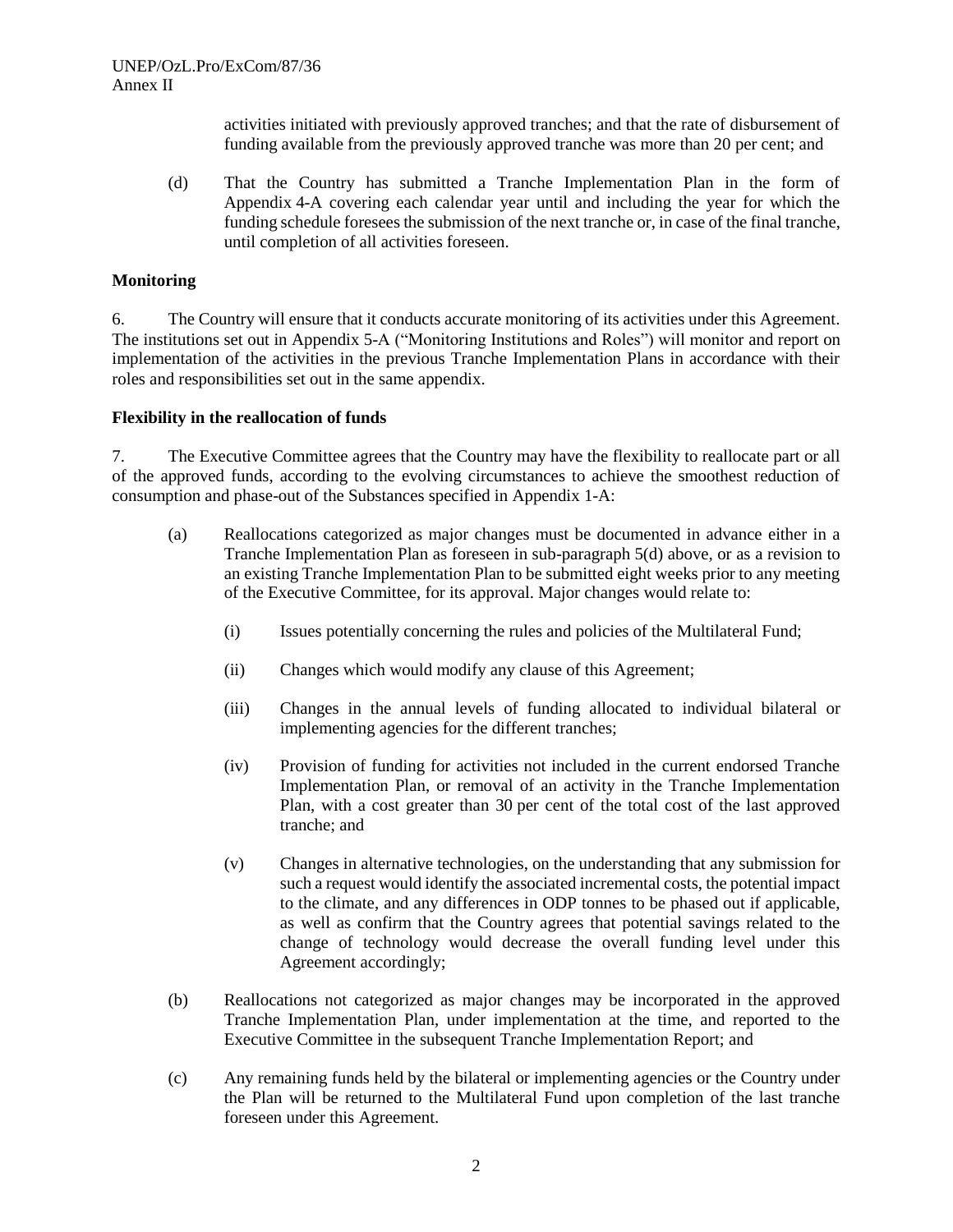activities initiated with previously approved tranches; and that the rate of disbursement of funding available from the previously approved tranche was more than 20 per cent; and

(d) That the Country has submitted a Tranche Implementation Plan in the form of Appendix 4-A covering each calendar year until and including the year for which the funding schedule foresees the submission of the next tranche or, in case of the final tranche, until completion of all activities foreseen.

**Monitoring**

6. The Country will ensure that it conducts accurate monitoring of its activities under this Agreement. The institutions set out in Appendix 5-A ("Monitoring Institutions and Roles") will monitor and report on implementation of the activities in the previous Tranche Implementation Plans in accordance with their roles and responsibilities set out in the same appendix.

**Flexibility in the reallocation of funds**

7. The Executive Committee agrees that the Country may have the flexibility to reallocate part or all of the approved funds, according to the evolving circumstances to achieve the smoothest reduction of consumption and phase-out of the Substances specified in Appendix 1-A:

(a) Reallocations categorized as major changes must be documented in advance either in a Tranche Implementation Plan as foreseen in sub-paragraph 5(d) above, or as a revision to an existing Tranche Implementation Plan to be submitted eight weeks prior to any meeting of the Executive Committee, for its approval. Major changes would relate to:

  (i) Issues potentially concerning the rules and policies of the Multilateral Fund;

  (ii) Changes which would modify any clause of this Agreement;

  (iii) Changes in the annual levels of funding allocated to individual bilateral or implementing agencies for the different tranches;

  (iv) Provision of funding for activities not included in the current endorsed Tranche Implementation Plan, or removal of an activity in the Tranche Implementation Plan, with a cost greater than 30 per cent of the total cost of the last approved tranche; and

  (v) Changes in alternative technologies, on the understanding that any submission for such a request would identify the associated incremental costs, the potential impact to the climate, and any differences in ODP tonnes to be phased out if applicable, as well as confirm that the Country agrees that potential savings related to the change of technology would decrease the overall funding level under this Agreement accordingly;

(b) Reallocations not categorized as major changes may be incorporated in the approved Tranche Implementation Plan, under implementation at the time, and reported to the Executive Committee in the subsequent Tranche Implementation Report; and

(c) Any remaining funds held by the bilateral or implementing agencies or the Country under the Plan will be returned to the Multilateral Fund upon completion of the last tranche foreseen under this Agreement.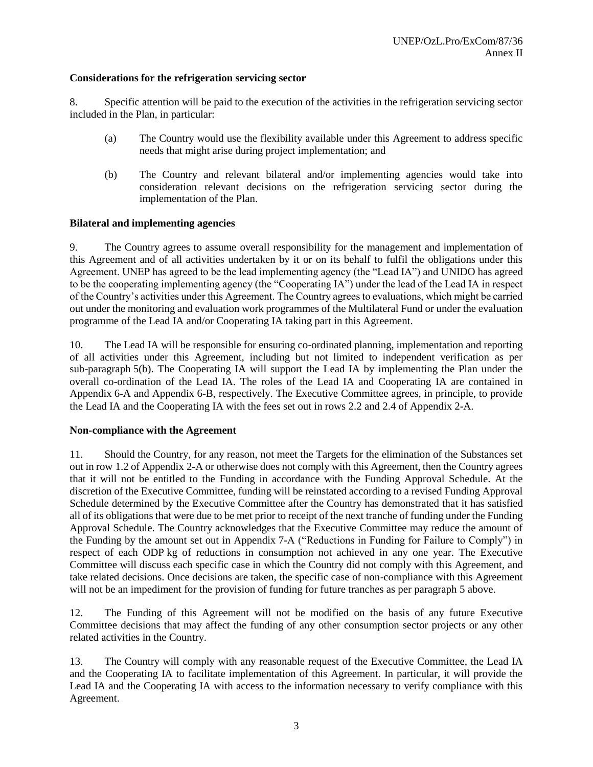**Considerations for the refrigeration servicing sector**

8. Specific attention will be paid to the execution of the activities in the refrigeration servicing sector included in the Plan, in particular:

(a) The Country would use the flexibility available under this Agreement to address specific needs that might arise during project implementation; and

(b) The Country and relevant bilateral and/or implementing agencies would take into consideration relevant decisions on the refrigeration servicing sector during the implementation of the Plan.

**Bilateral and implementing agencies**

9. The Country agrees to assume overall responsibility for the management and implementation of this Agreement and of all activities undertaken by it or on its behalf to fulfil the obligations under this Agreement. UNEP has agreed to be the lead implementing agency (the "Lead IA") and UNIDO has agreed to be the cooperating implementing agency (the "Cooperating IA") under the lead of the Lead IA in respect of the Country's activities under this Agreement. The Country agrees to evaluations, which might be carried out under the monitoring and evaluation work programmes of the Multilateral Fund or under the evaluation programme of the Lead IA and/or Cooperating IA taking part in this Agreement.

10. The Lead IA will be responsible for ensuring co-ordinated planning, implementation and reporting of all activities under this Agreement, including but not limited to independent verification as per sub-paragraph 5(b). The Cooperating IA will support the Lead IA by implementing the Plan under the overall co-ordination of the Lead IA. The roles of the Lead IA and Cooperating IA are contained in Appendix 6-A and Appendix 6-B, respectively. The Executive Committee agrees, in principle, to provide the Lead IA and the Cooperating IA with the fees set out in rows 2.2 and 2.4 of Appendix 2-A.

**Non-compliance with the Agreement**

11. Should the Country, for any reason, not meet the Targets for the elimination of the Substances set out in row 1.2 of Appendix 2-A or otherwise does not comply with this Agreement, then the Country agrees that it will not be entitled to the Funding in accordance with the Funding Approval Schedule. At the discretion of the Executive Committee, funding will be reinstated according to a revised Funding Approval Schedule determined by the Executive Committee after the Country has demonstrated that it has satisfied all of its obligations that were due to be met prior to receipt of the next tranche of funding under the Funding Approval Schedule. The Country acknowledges that the Executive Committee may reduce the amount of the Funding by the amount set out in Appendix 7-A ("Reductions in Funding for Failure to Comply") in respect of each ODP kg of reductions in consumption not achieved in any one year. The Executive Committee will discuss each specific case in which the Country did not comply with this Agreement, and take related decisions. Once decisions are taken, the specific case of non-compliance with this Agreement will not be an impediment for the provision of funding for future tranches as per paragraph 5 above.

12. The Funding of this Agreement will not be modified on the basis of any future Executive Committee decisions that may affect the funding of any other consumption sector projects or any other related activities in the Country.

13. The Country will comply with any reasonable request of the Executive Committee, the Lead IA and the Cooperating IA to facilitate implementation of this Agreement. In particular, it will provide the Lead IA and the Cooperating IA with access to the information necessary to verify compliance with this Agreement.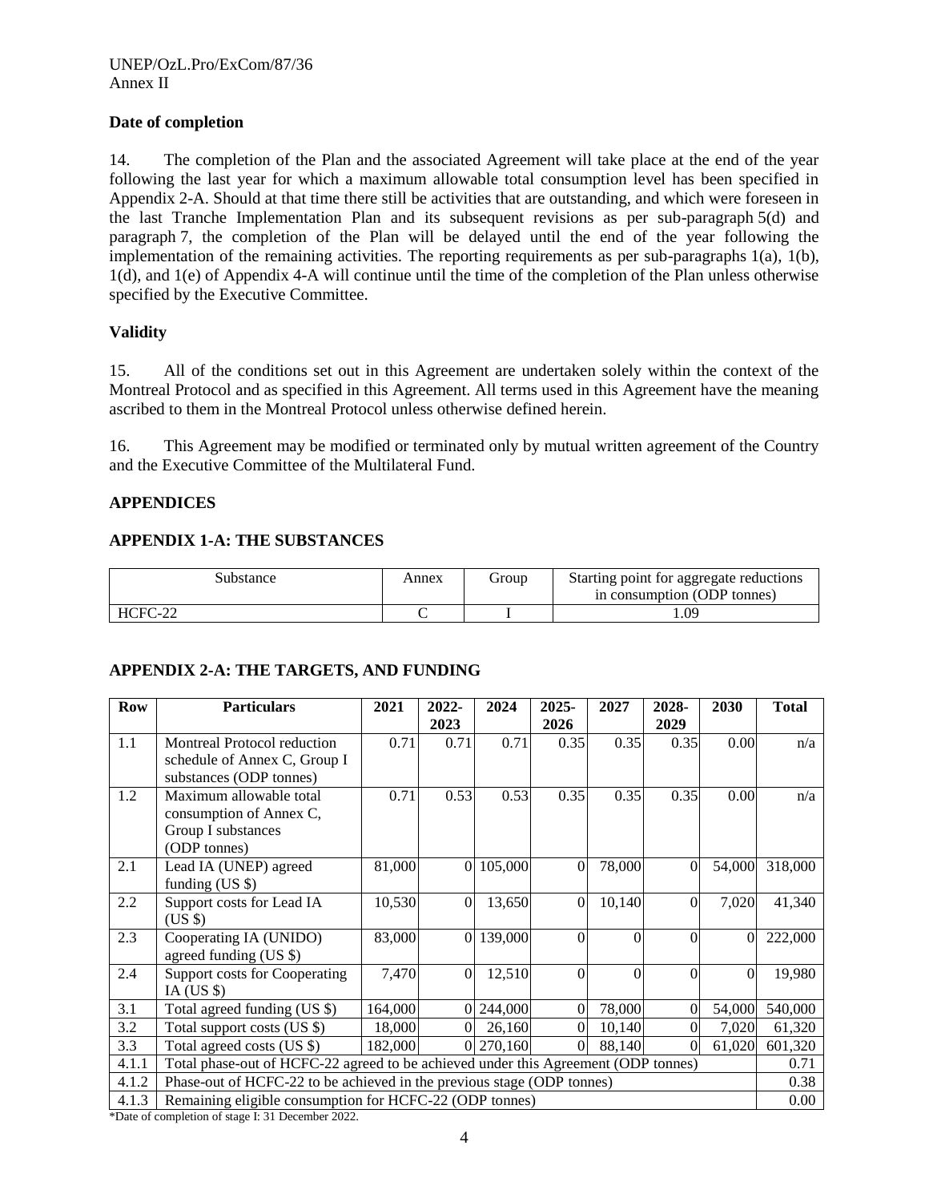**Date of completion**

14. The completion of the Plan and the associated Agreement will take place at the end of the year following the last year for which a maximum allowable total consumption level has been specified in Appendix 2-A. Should at that time there still be activities that are outstanding, and which were foreseen in the last Tranche Implementation Plan and its subsequent revisions as per sub-paragraph 5(d) and paragraph 7, the completion of the Plan will be delayed until the end of the year following the implementation of the remaining activities. The reporting requirements as per sub-paragraphs 1(a), 1(b), 1(d), and 1(e) of Appendix 4-A will continue until the time of the completion of the Plan unless otherwise specified by the Executive Committee.

**Validity**

15. All of the conditions set out in this Agreement are undertaken solely within the context of the Montreal Protocol and as specified in this Agreement. All terms used in this Agreement have the meaning ascribed to them in the Montreal Protocol unless otherwise defined herein.

16. This Agreement may be modified or terminated only by mutual written agreement of the Country and the Executive Committee of the Multilateral Fund.

**APPENDICES**

**APPENDIX 1-A: THE SUBSTANCES**

| Substance | Annex | Group | Starting point for aggregate reductions in consumption (ODP tonnes) |
|---|---|---|---|
| HCFC-22 | C | I | 1.09 |

**APPENDIX 2-A: THE TARGETS, AND FUNDING**

| Row | Particulars | 2021 | 2022-2023 | 2024 | 2025-2026 | 2027 | 2028-2029 | 2030 | Total |
|---|---|---|---|---|---|---|---|---|---|
| 1.1 | Montreal Protocol reduction schedule of Annex C, Group I substances (ODP tonnes) | 0.71 | 0.71 | 0.71 | 0.35 | 0.35 | 0.35 | 0.00 | n/a |
| 1.2 | Maximum allowable total consumption of Annex C, Group I substances (ODP tonnes) | 0.71 | 0.53 | 0.53 | 0.35 | 0.35 | 0.35 | 0.00 | n/a |
| 2.1 | Lead IA (UNEP) agreed funding (US $) | 81,000 | 0 | 105,000 | 0 | 78,000 | 0 | 54,000 | 318,000 |
| 2.2 | Support costs for Lead IA (US $) | 10,530 | 0 | 13,650 | 0 | 10,140 | 0 | 7,020 | 41,340 |
| 2.3 | Cooperating IA (UNIDO) agreed funding (US $) | 83,000 | 0 | 139,000 | 0 | 0 | 0 | 0 | 222,000 |
| 2.4 | Support costs for Cooperating IA (US $) | 7,470 | 0 | 12,510 | 0 | 0 | 0 | 0 | 19,980 |
| 3.1 | Total agreed funding (US $) | 164,000 | 0 | 244,000 | 0 | 78,000 | 0 | 54,000 | 540,000 |
| 3.2 | Total support costs (US $) | 18,000 | 0 | 26,160 | 0 | 10,140 | 0 | 7,020 | 61,320 |
| 3.3 | Total agreed costs (US $) | 182,000 | 0 | 270,160 | 0 | 88,140 | 0 | 61,020 | 601,320 |
| 4.1.1 | Total phase-out of HCFC-22 agreed to be achieved under this Agreement (ODP tonnes) | | | | | | | | 0.71 |
| 4.1.2 | Phase-out of HCFC-22 to be achieved in the previous stage (ODP tonnes) | | | | | | | | 0.38 |
| 4.1.3 | Remaining eligible consumption for HCFC-22 (ODP tonnes) | | | | | | | | 0.00 |

*Date of completion of stage I: 31 December 2022.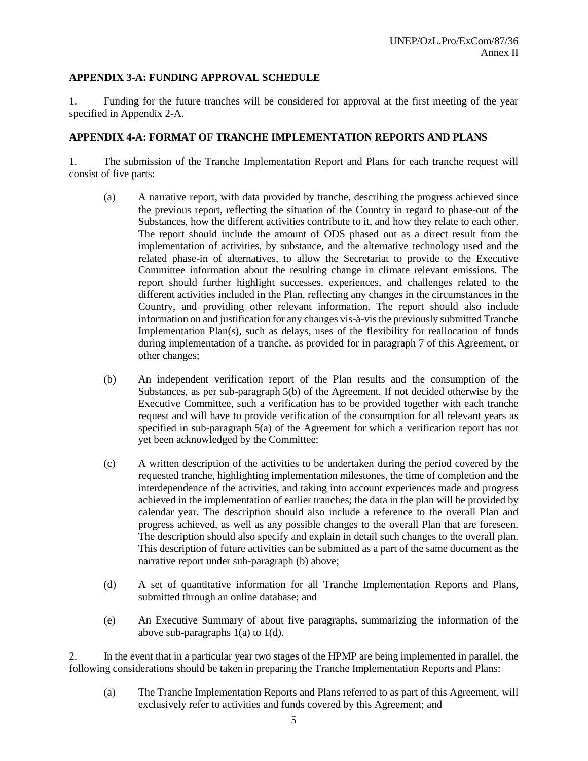**APPENDIX 3-A: FUNDING APPROVAL SCHEDULE**

1. Funding for the future tranches will be considered for approval at the first meeting of the year specified in Appendix 2-A.

**APPENDIX 4-A: FORMAT OF TRANCHE IMPLEMENTATION REPORTS AND PLANS**

1. The submission of the Tranche Implementation Report and Plans for each tranche request will consist of five parts:

   (a) A narrative report, with data provided by tranche, describing the progress achieved since the previous report, reflecting the situation of the Country in regard to phase-out of the Substances, how the different activities contribute to it, and how they relate to each other. The report should include the amount of ODS phased out as a direct result from the implementation of activities, by substance, and the alternative technology used and the related phase-in of alternatives, to allow the Secretariat to provide to the Executive Committee information about the resulting change in climate relevant emissions. The report should further highlight successes, experiences, and challenges related to the different activities included in the Plan, reflecting any changes in the circumstances in the Country, and providing other relevant information. The report should also include information on and justification for any changes vis-à-vis the previously submitted Tranche Implementation Plan(s), such as delays, uses of the flexibility for reallocation of funds during implementation of a tranche, as provided for in paragraph 7 of this Agreement, or other changes;

   (b) An independent verification report of the Plan results and the consumption of the Substances, as per sub-paragraph 5(b) of the Agreement. If not decided otherwise by the Executive Committee, such a verification has to be provided together with each tranche request and will have to provide verification of the consumption for all relevant years as specified in sub-paragraph 5(a) of the Agreement for which a verification report has not yet been acknowledged by the Committee;

   (c) A written description of the activities to be undertaken during the period covered by the requested tranche, highlighting implementation milestones, the time of completion and the interdependence of the activities, and taking into account experiences made and progress achieved in the implementation of earlier tranches; the data in the plan will be provided by calendar year. The description should also include a reference to the overall Plan and progress achieved, as well as any possible changes to the overall Plan that are foreseen. The description should also specify and explain in detail such changes to the overall plan. This description of future activities can be submitted as a part of the same document as the narrative report under sub-paragraph (b) above;

   (d) A set of quantitative information for all Tranche Implementation Reports and Plans, submitted through an online database; and

   (e) An Executive Summary of about five paragraphs, summarizing the information of the above sub-paragraphs 1(a) to 1(d).

2. In the event that in a particular year two stages of the HPMP are being implemented in parallel, the following considerations should be taken in preparing the Tranche Implementation Reports and Plans:

   (a) The Tranche Implementation Reports and Plans referred to as part of this Agreement, will exclusively refer to activities and funds covered by this Agreement; and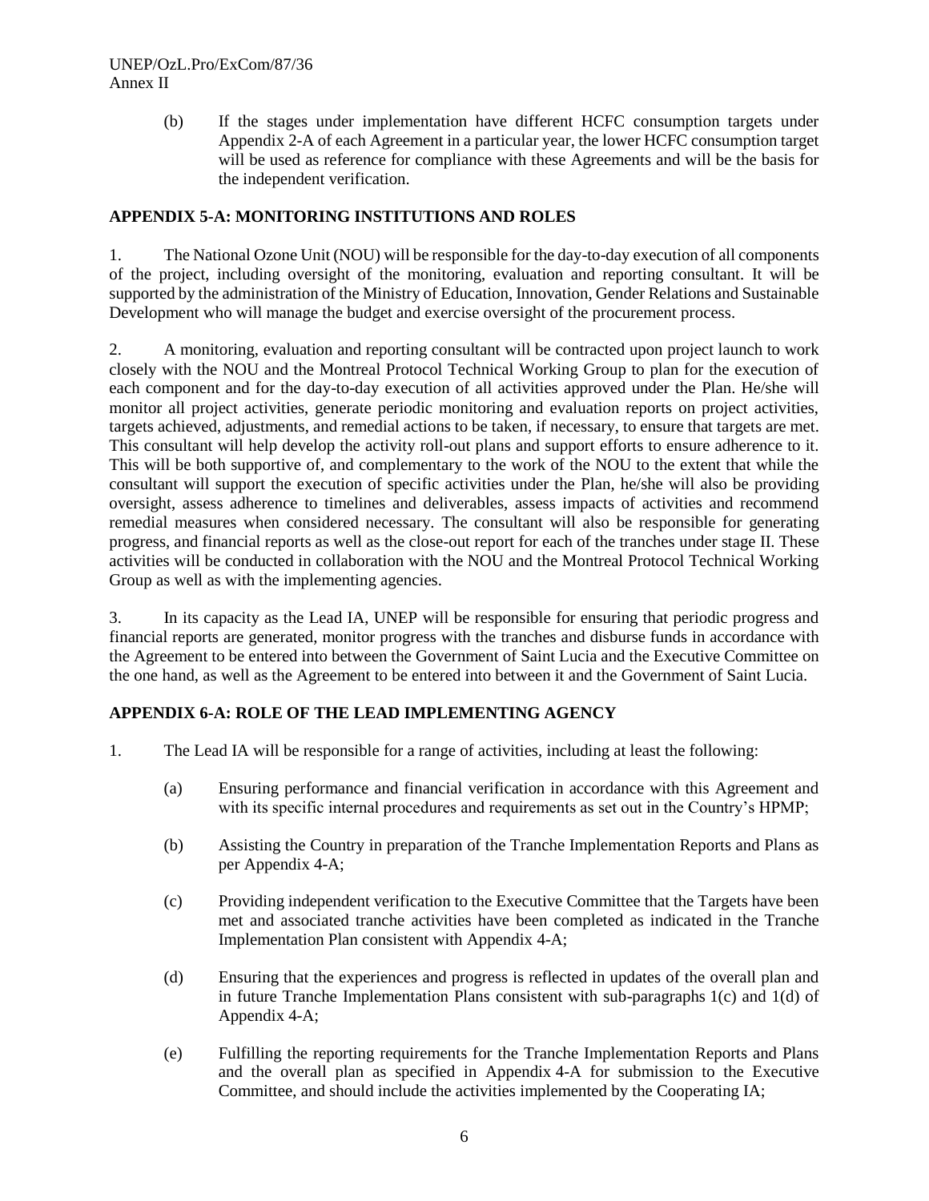(b) If the stages under implementation have different HCFC consumption targets under Appendix 2-A of each Agreement in a particular year, the lower HCFC consumption target will be used as reference for compliance with these Agreements and will be the basis for the independent verification.

## APPENDIX 5-A: MONITORING INSTITUTIONS AND ROLES

1. The National Ozone Unit (NOU) will be responsible for the day-to-day execution of all components of the project, including oversight of the monitoring, evaluation and reporting consultant. It will be supported by the administration of the Ministry of Education, Innovation, Gender Relations and Sustainable Development who will manage the budget and exercise oversight of the procurement process.

2. A monitoring, evaluation and reporting consultant will be contracted upon project launch to work closely with the NOU and the Montreal Protocol Technical Working Group to plan for the execution of each component and for the day-to-day execution of all activities approved under the Plan. He/she will monitor all project activities, generate periodic monitoring and evaluation reports on project activities, targets achieved, adjustments, and remedial actions to be taken, if necessary, to ensure that targets are met. This consultant will help develop the activity roll-out plans and support efforts to ensure adherence to it. This will be both supportive of, and complementary to the work of the NOU to the extent that while the consultant will support the execution of specific activities under the Plan, he/she will also be providing oversight, assess adherence to timelines and deliverables, assess impacts of activities and recommend remedial measures when considered necessary. The consultant will also be responsible for generating progress, and financial reports as well as the close-out report for each of the tranches under stage II. These activities will be conducted in collaboration with the NOU and the Montreal Protocol Technical Working Group as well as with the implementing agencies.

3. In its capacity as the Lead IA, UNEP will be responsible for ensuring that periodic progress and financial reports are generated, monitor progress with the tranches and disburse funds in accordance with the Agreement to be entered into between the Government of Saint Lucia and the Executive Committee on the one hand, as well as the Agreement to be entered into between it and the Government of Saint Lucia.

## APPENDIX 6-A: ROLE OF THE LEAD IMPLEMENTING AGENCY

1. The Lead IA will be responsible for a range of activities, including at least the following:

   (a) Ensuring performance and financial verification in accordance with this Agreement and with its specific internal procedures and requirements as set out in the Country's HPMP;

   (b) Assisting the Country in preparation of the Tranche Implementation Reports and Plans as per Appendix 4-A;

   (c) Providing independent verification to the Executive Committee that the Targets have been met and associated tranche activities have been completed as indicated in the Tranche Implementation Plan consistent with Appendix 4-A;

   (d) Ensuring that the experiences and progress is reflected in updates of the overall plan and in future Tranche Implementation Plans consistent with sub-paragraphs 1(c) and 1(d) of Appendix 4-A;

   (e) Fulfilling the reporting requirements for the Tranche Implementation Reports and Plans and the overall plan as specified in Appendix 4-A for submission to the Executive Committee, and should include the activities implemented by the Cooperating IA;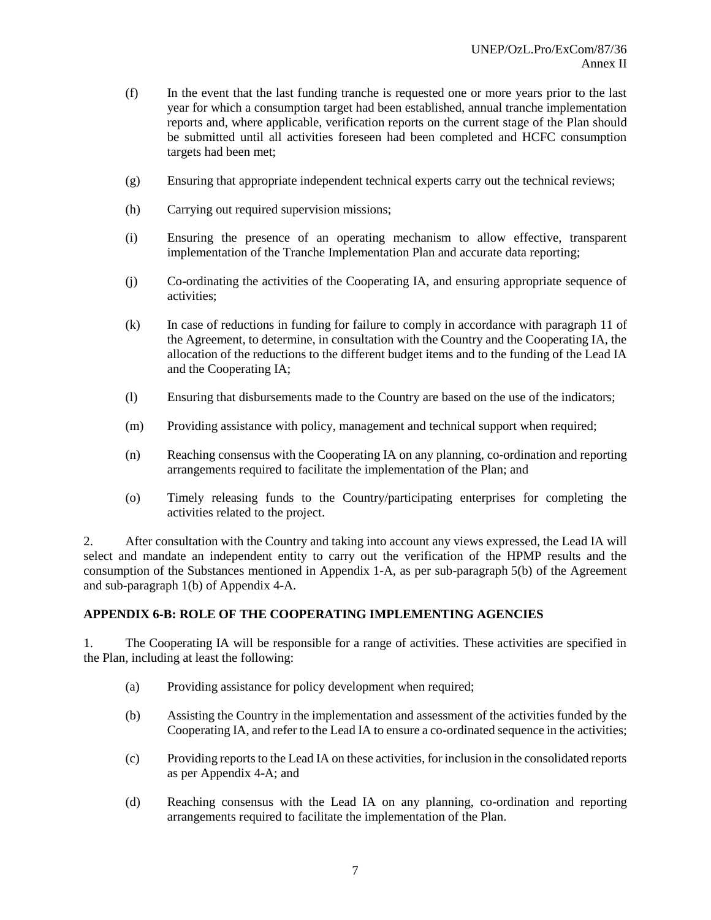(f) In the event that the last funding tranche is requested one or more years prior to the last year for which a consumption target had been established, annual tranche implementation reports and, where applicable, verification reports on the current stage of the Plan should be submitted until all activities foreseen had been completed and HCFC consumption targets had been met;

(g) Ensuring that appropriate independent technical experts carry out the technical reviews;

(h) Carrying out required supervision missions;

(i) Ensuring the presence of an operating mechanism to allow effective, transparent implementation of the Tranche Implementation Plan and accurate data reporting;

(j) Co-ordinating the activities of the Cooperating IA, and ensuring appropriate sequence of activities;

(k) In case of reductions in funding for failure to comply in accordance with paragraph 11 of the Agreement, to determine, in consultation with the Country and the Cooperating IA, the allocation of the reductions to the different budget items and to the funding of the Lead IA and the Cooperating IA;

(l) Ensuring that disbursements made to the Country are based on the use of the indicators;

(m) Providing assistance with policy, management and technical support when required;

(n) Reaching consensus with the Cooperating IA on any planning, co-ordination and reporting arrangements required to facilitate the implementation of the Plan; and

(o) Timely releasing funds to the Country/participating enterprises for completing the activities related to the project.

2. After consultation with the Country and taking into account any views expressed, the Lead IA will select and mandate an independent entity to carry out the verification of the HPMP results and the consumption of the Substances mentioned in Appendix 1-A, as per sub-paragraph 5(b) of the Agreement and sub-paragraph 1(b) of Appendix 4-A.

**APPENDIX 6-B: ROLE OF THE COOPERATING IMPLEMENTING AGENCIES**

1. The Cooperating IA will be responsible for a range of activities. These activities are specified in the Plan, including at least the following:

(a) Providing assistance for policy development when required;

(b) Assisting the Country in the implementation and assessment of the activities funded by the Cooperating IA, and refer to the Lead IA to ensure a co-ordinated sequence in the activities;

(c) Providing reports to the Lead IA on these activities, for inclusion in the consolidated reports as per Appendix 4-A; and

(d) Reaching consensus with the Lead IA on any planning, co-ordination and reporting arrangements required to facilitate the implementation of the Plan.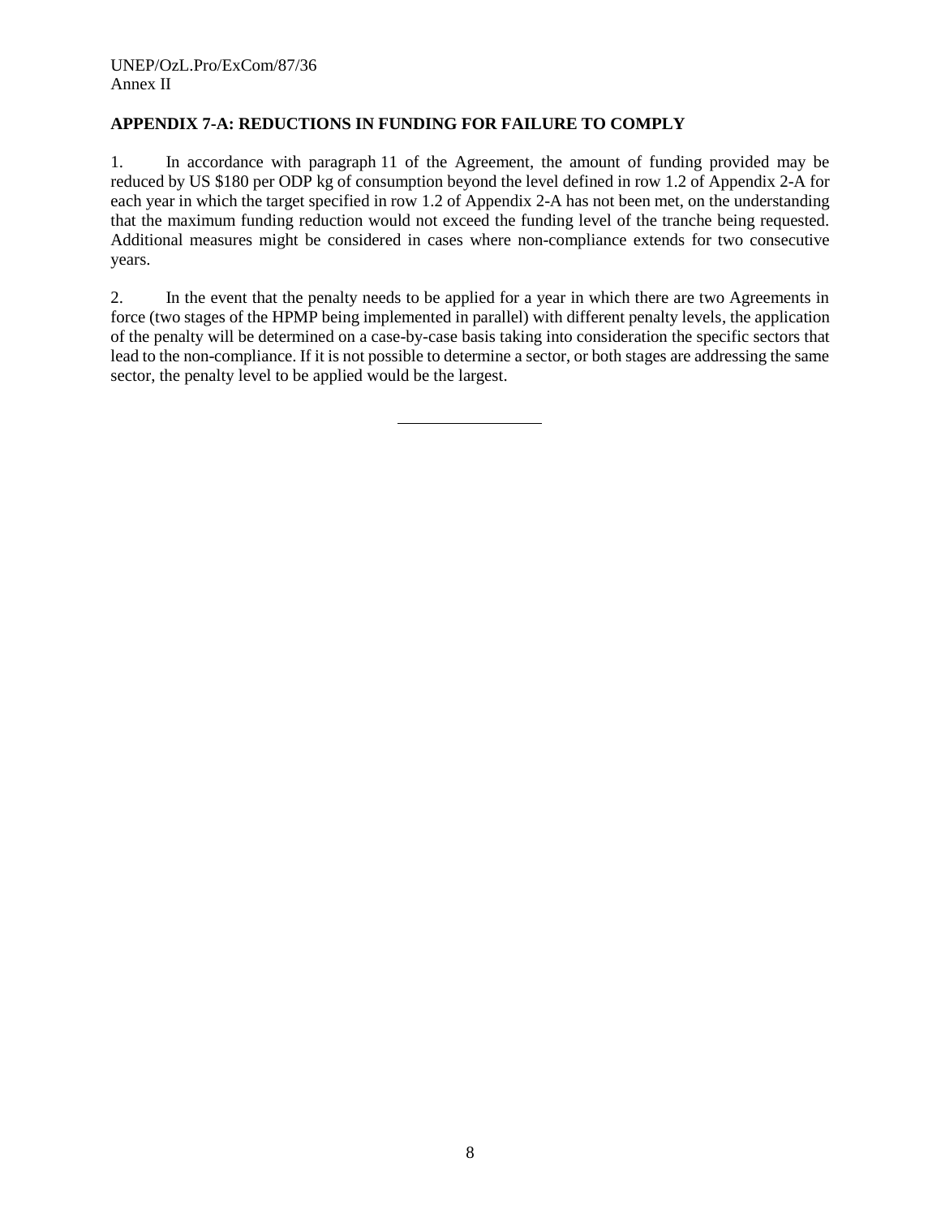## APPENDIX 7-A: REDUCTIONS IN FUNDING FOR FAILURE TO COMPLY

1. In accordance with paragraph 11 of the Agreement, the amount of funding provided may be reduced by US $180 per ODP kg of consumption beyond the level defined in row 1.2 of Appendix 2-A for each year in which the target specified in row 1.2 of Appendix 2-A has not been met, on the understanding that the maximum funding reduction would not exceed the funding level of the tranche being requested. Additional measures might be considered in cases where non-compliance extends for two consecutive years.

2. In the event that the penalty needs to be applied for a year in which there are two Agreements in force (two stages of the HPMP being implemented in parallel) with different penalty levels, the application of the penalty will be determined on a case-by-case basis taking into consideration the specific sectors that lead to the non-compliance. If it is not possible to determine a sector, or both stages are addressing the same sector, the penalty level to be applied would be the largest.